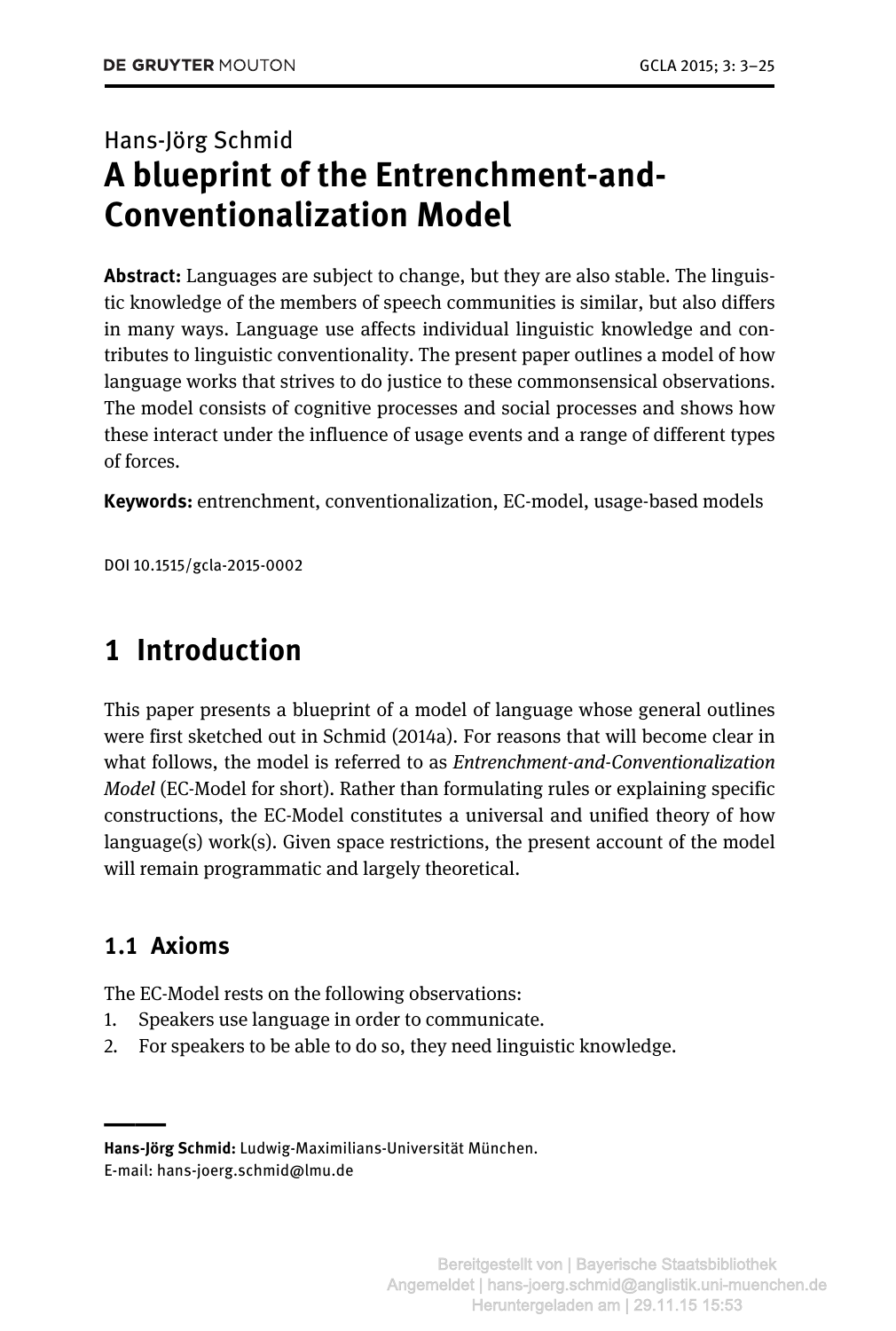Hans-Jörg Schmid

# A blueprint of the Entrenchment-and-Conventionalization Model

**Abstract:** Languages are subject to change, but they are also stable. The linguistic knowledge of the members of speech communities is similar, but also differs in many ways. Language use affects individual linguistic knowledge and contributes to linguistic conventionality. The present paper outlines a model of how language works that strives to do justice to these commonsensical observations. The model consists of cognitive processes and social processes and shows how these interact under the influence of usage events and a range of different types of forces.

**Keywords:** entrenchment, conventionalization, EC-model, usage-based models

DOI 10.1515/gcla-2015-0002

## 1 Introduction

This paper presents a blueprint of a model of language whose general outlines were first sketched out in Schmid (2014a). For reasons that will become clear in what follows, the model is referred to as *Entrenchment-and-Conventionalization Model* (EC-Model for short). Rather than formulating rules or explaining specific constructions, the EC-Model constitutes a universal and unified theory of how language(s) work(s). Given space restrictions, the present account of the model will remain programmatic and largely theoretical.

### 1.1 Axioms

The EC-Model rests on the following observations:

1. Speakers use language in order to communicate.
2. For speakers to be able to do so, they need linguistic knowledge.

---

**Hans-Jörg Schmid:** Ludwig-Maximilians-Universität München.
E-mail: hans-joerg.schmid@lmu.de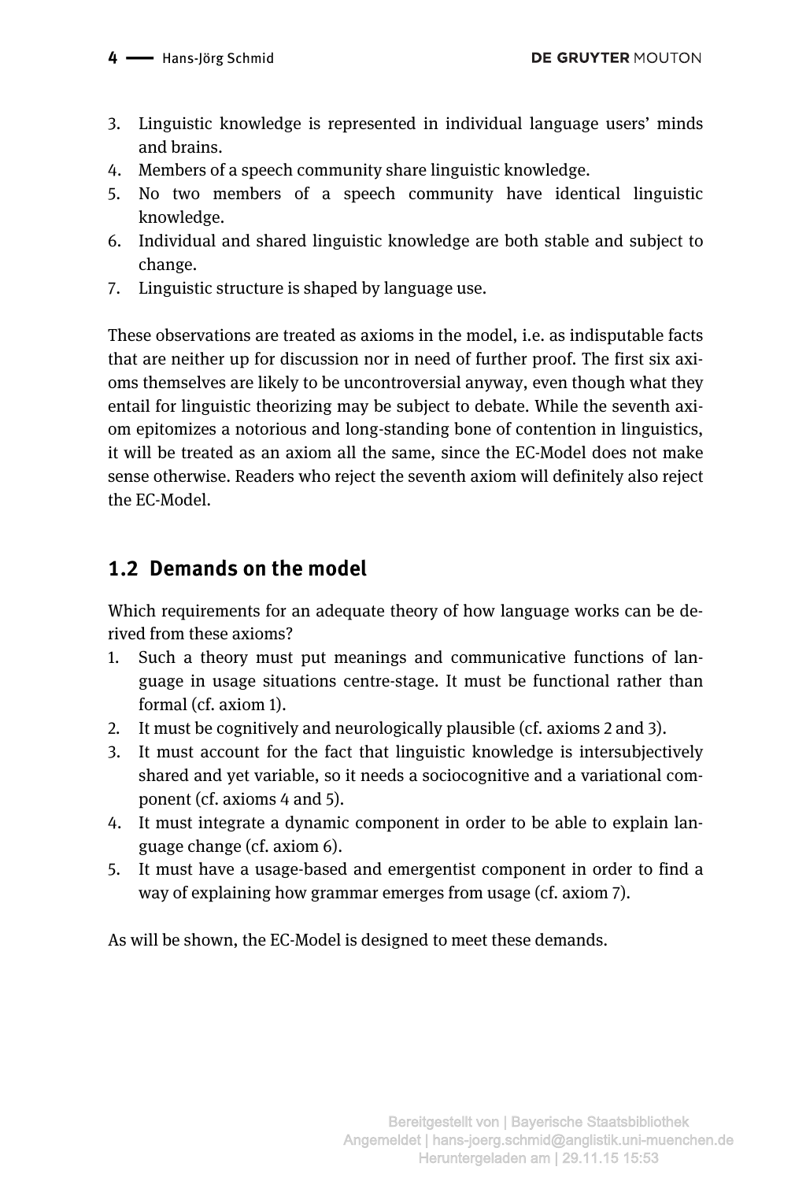3. Linguistic knowledge is represented in individual language users' minds and brains.
4. Members of a speech community share linguistic knowledge.
5. No two members of a speech community have identical linguistic knowledge.
6. Individual and shared linguistic knowledge are both stable and subject to change.
7. Linguistic structure is shaped by language use.

These observations are treated as axioms in the model, i.e. as indisputable facts that are neither up for discussion nor in need of further proof. The first six axioms themselves are likely to be uncontroversial anyway, even though what they entail for linguistic theorizing may be subject to debate. While the seventh axiom epitomizes a notorious and long-standing bone of contention in linguistics, it will be treated as an axiom all the same, since the EC-Model does not make sense otherwise. Readers who reject the seventh axiom will definitely also reject the EC-Model.

## 1.2 Demands on the model

Which requirements for an adequate theory of how language works can be derived from these axioms?

1. Such a theory must put meanings and communicative functions of language in usage situations centre-stage. It must be functional rather than formal (cf. axiom 1).
2. It must be cognitively and neurologically plausible (cf. axioms 2 and 3).
3. It must account for the fact that linguistic knowledge is intersubjectively shared and yet variable, so it needs a sociocognitive and a variational component (cf. axioms 4 and 5).
4. It must integrate a dynamic component in order to be able to explain language change (cf. axiom 6).
5. It must have a usage-based and emergentist component in order to find a way of explaining how grammar emerges from usage (cf. axiom 7).

As will be shown, the EC-Model is designed to meet these demands.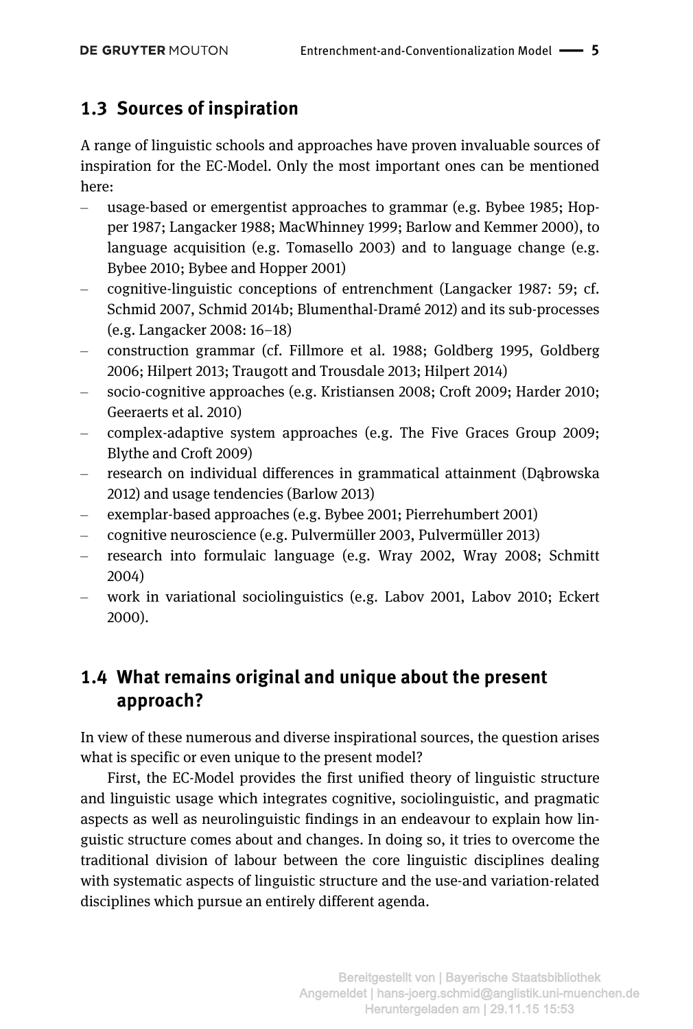## 1.3 Sources of inspiration

A range of linguistic schools and approaches have proven invaluable sources of inspiration for the EC-Model. Only the most important ones can be mentioned here:

- usage-based or emergentist approaches to grammar (e.g. Bybee 1985; Hopper 1987; Langacker 1988; MacWhinney 1999; Barlow and Kemmer 2000), to language acquisition (e.g. Tomasello 2003) and to language change (e.g. Bybee 2010; Bybee and Hopper 2001)
- cognitive-linguistic conceptions of entrenchment (Langacker 1987: 59; cf. Schmid 2007, Schmid 2014b; Blumenthal-Dramé 2012) and its sub-processes (e.g. Langacker 2008: 16–18)
- construction grammar (cf. Fillmore et al. 1988; Goldberg 1995, Goldberg 2006; Hilpert 2013; Traugott and Trousdale 2013; Hilpert 2014)
- socio-cognitive approaches (e.g. Kristiansen 2008; Croft 2009; Harder 2010; Geeraerts et al. 2010)
- complex-adaptive system approaches (e.g. The Five Graces Group 2009; Blythe and Croft 2009)
- research on individual differences in grammatical attainment (Dąbrowska 2012) and usage tendencies (Barlow 2013)
- exemplar-based approaches (e.g. Bybee 2001; Pierrehumbert 2001)
- cognitive neuroscience (e.g. Pulvermüller 2003, Pulvermüller 2013)
- research into formulaic language (e.g. Wray 2002, Wray 2008; Schmitt 2004)
- work in variational sociolinguistics (e.g. Labov 2001, Labov 2010; Eckert 2000).

## 1.4 What remains original and unique about the present approach?

In view of these numerous and diverse inspirational sources, the question arises what is specific or even unique to the present model?

First, the EC-Model provides the first unified theory of linguistic structure and linguistic usage which integrates cognitive, sociolinguistic, and pragmatic aspects as well as neurolinguistic findings in an endeavour to explain how linguistic structure comes about and changes. In doing so, it tries to overcome the traditional division of labour between the core linguistic disciplines dealing with systematic aspects of linguistic structure and the use-and variation-related disciplines which pursue an entirely different agenda.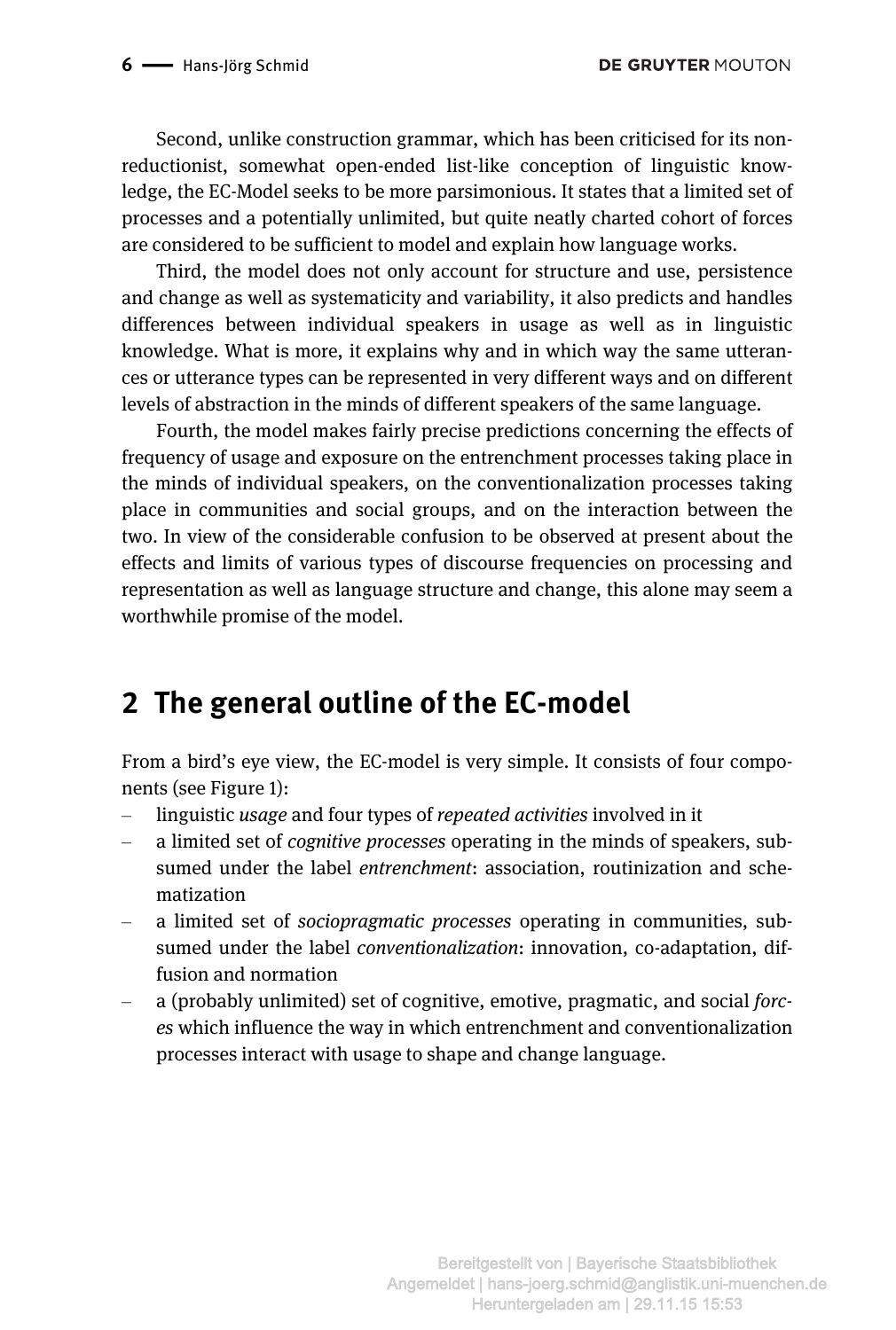Second, unlike construction grammar, which has been criticised for its non-reductionist, somewhat open-ended list-like conception of linguistic knowledge, the EC-Model seeks to be more parsimonious. It states that a limited set of processes and a potentially unlimited, but quite neatly charted cohort of forces are considered to be sufficient to model and explain how language works.

Third, the model does not only account for structure and use, persistence and change as well as systematicity and variability, it also predicts and handles differences between individual speakers in usage as well as in linguistic knowledge. What is more, it explains why and in which way the same utterances or utterance types can be represented in very different ways and on different levels of abstraction in the minds of different speakers of the same language.

Fourth, the model makes fairly precise predictions concerning the effects of frequency of usage and exposure on the entrenchment processes taking place in the minds of individual speakers, on the conventionalization processes taking place in communities and social groups, and on the interaction between the two. In view of the considerable confusion to be observed at present about the effects and limits of various types of discourse frequencies on processing and representation as well as language structure and change, this alone may seem a worthwhile promise of the model.

## 2 The general outline of the EC-model

From a bird's eye view, the EC-model is very simple. It consists of four components (see Figure 1):

- linguistic *usage* and four types of *repeated activities* involved in it
- a limited set of *cognitive processes* operating in the minds of speakers, subsumed under the label *entrenchment*: association, routinization and schematization
- a limited set of *sociopragmatic processes* operating in communities, subsumed under the label *conventionalization*: innovation, co-adaptation, diffusion and normation
- a (probably unlimited) set of cognitive, emotive, pragmatic, and social *forces* which influence the way in which entrenchment and conventionalization processes interact with usage to shape and change language.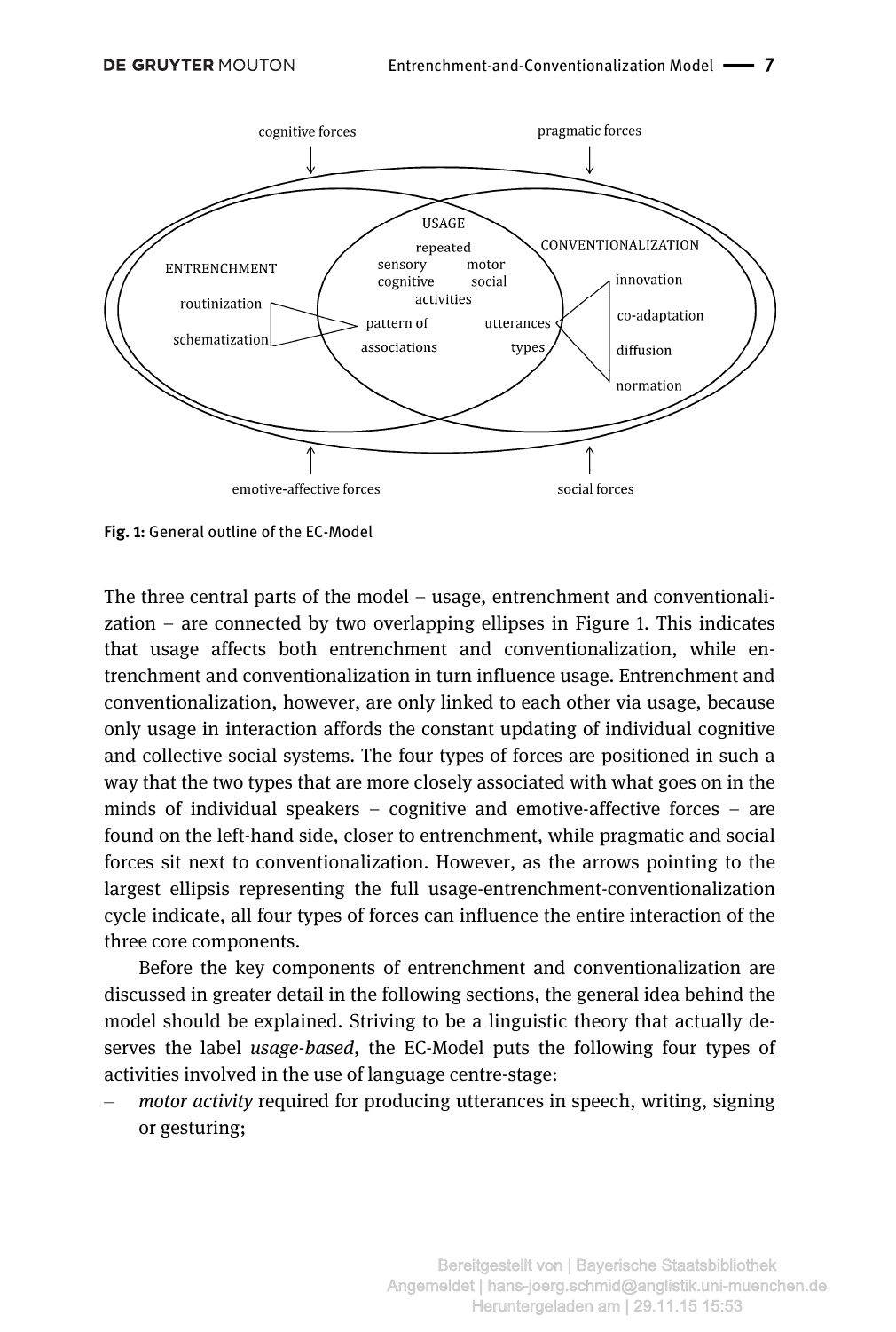cognitive forces

pragmatic forces

USAGE

repeated

sensory motor

cognitive social

activities

ENTRENCHMENT

routinization

schematization

pattern of

associations

CONVENTIONALIZATION

innovation

co-adaptation

diffusion

normation

utterances

types

emotive-affective forces

social forces

**Fig. 1:** General outline of the EC-Model

The three central parts of the model – usage, entrenchment and conventionalization – are connected by two overlapping ellipses in Figure 1. This indicates that usage affects both entrenchment and conventionalization, while entrenchment and conventionalization in turn influence usage. Entrenchment and conventionalization, however, are only linked to each other via usage, because only usage in interaction affords the constant updating of individual cognitive and collective social systems. The four types of forces are positioned in such a way that the two types that are more closely associated with what goes on in the minds of individual speakers – cognitive and emotive-affective forces – are found on the left-hand side, closer to entrenchment, while pragmatic and social forces sit next to conventionalization. However, as the arrows pointing to the largest ellipsis representing the full usage-entrenchment-conventionalization cycle indicate, all four types of forces can influence the entire interaction of the three core components.

Before the key components of entrenchment and conventionalization are discussed in greater detail in the following sections, the general idea behind the model should be explained. Striving to be a linguistic theory that actually deserves the label *usage-based*, the EC-Model puts the following four types of activities involved in the use of language centre-stage:

– *motor activity* required for producing utterances in speech, writing, signing or gesturing;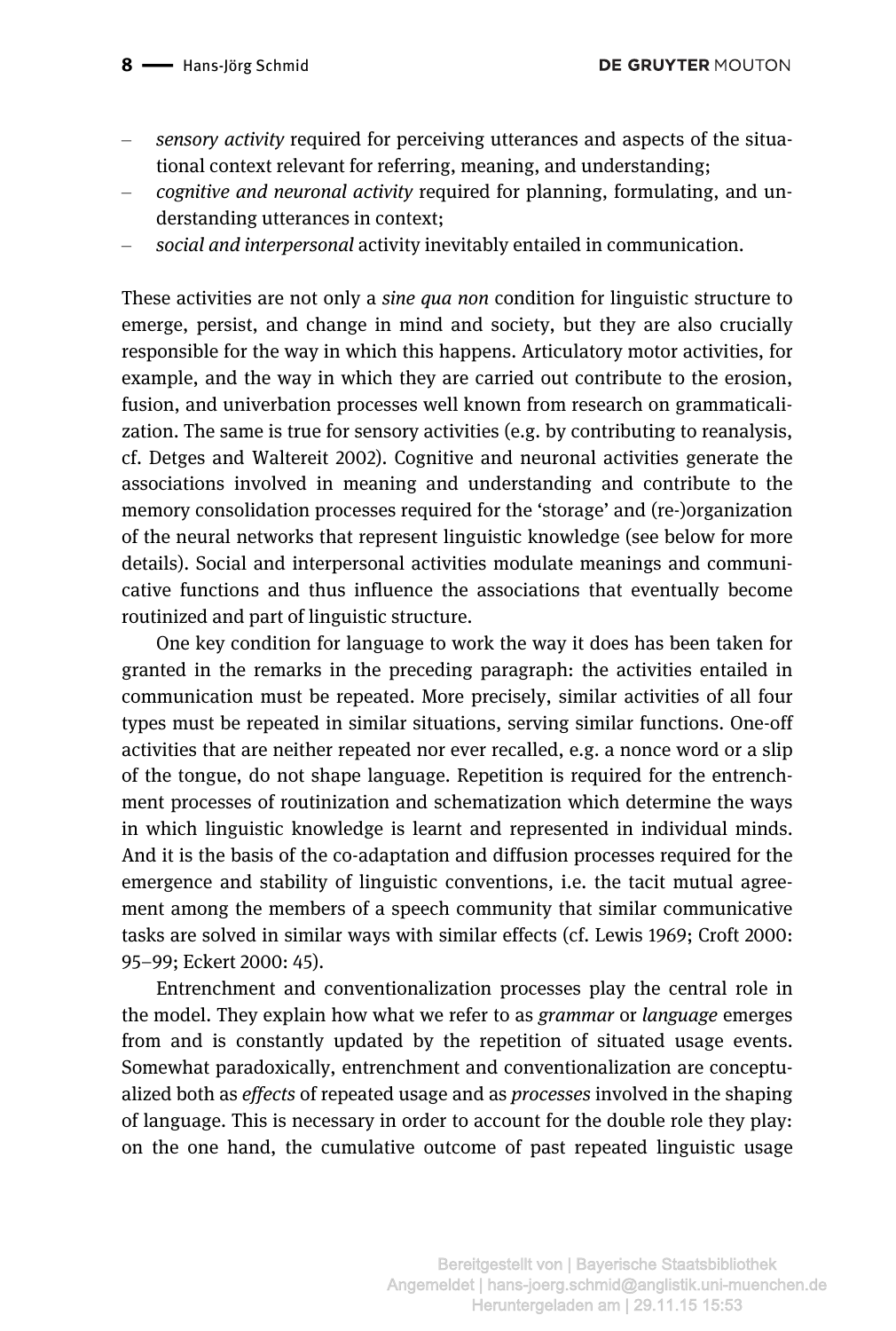– *sensory activity* required for perceiving utterances and aspects of the situational context relevant for referring, meaning, and understanding;
– *cognitive and neuronal activity* required for planning, formulating, and understanding utterances in context;
– *social and interpersonal* activity inevitably entailed in communication.

These activities are not only a *sine qua non* condition for linguistic structure to emerge, persist, and change in mind and society, but they are also crucially responsible for the way in which this happens. Articulatory motor activities, for example, and the way in which they are carried out contribute to the erosion, fusion, and univerbation processes well known from research on grammaticalization. The same is true for sensory activities (e.g. by contributing to reanalysis, cf. Detges and Waltereit 2002). Cognitive and neuronal activities generate the associations involved in meaning and understanding and contribute to the memory consolidation processes required for the 'storage' and (re-)organization of the neural networks that represent linguistic knowledge (see below for more details). Social and interpersonal activities modulate meanings and communicative functions and thus influence the associations that eventually become routinized and part of linguistic structure.

One key condition for language to work the way it does has been taken for granted in the remarks in the preceding paragraph: the activities entailed in communication must be repeated. More precisely, similar activities of all four types must be repeated in similar situations, serving similar functions. One-off activities that are neither repeated nor ever recalled, e.g. a nonce word or a slip of the tongue, do not shape language. Repetition is required for the entrenchment processes of routinization and schematization which determine the ways in which linguistic knowledge is learnt and represented in individual minds. And it is the basis of the co-adaptation and diffusion processes required for the emergence and stability of linguistic conventions, i.e. the tacit mutual agreement among the members of a speech community that similar communicative tasks are solved in similar ways with similar effects (cf. Lewis 1969; Croft 2000: 95–99; Eckert 2000: 45).

Entrenchment and conventionalization processes play the central role in the model. They explain how what we refer to as *grammar* or *language* emerges from and is constantly updated by the repetition of situated usage events. Somewhat paradoxically, entrenchment and conventionalization are conceptualized both as *effects* of repeated usage and as *processes* involved in the shaping of language. This is necessary in order to account for the double role they play: on the one hand, the cumulative outcome of past repeated linguistic usage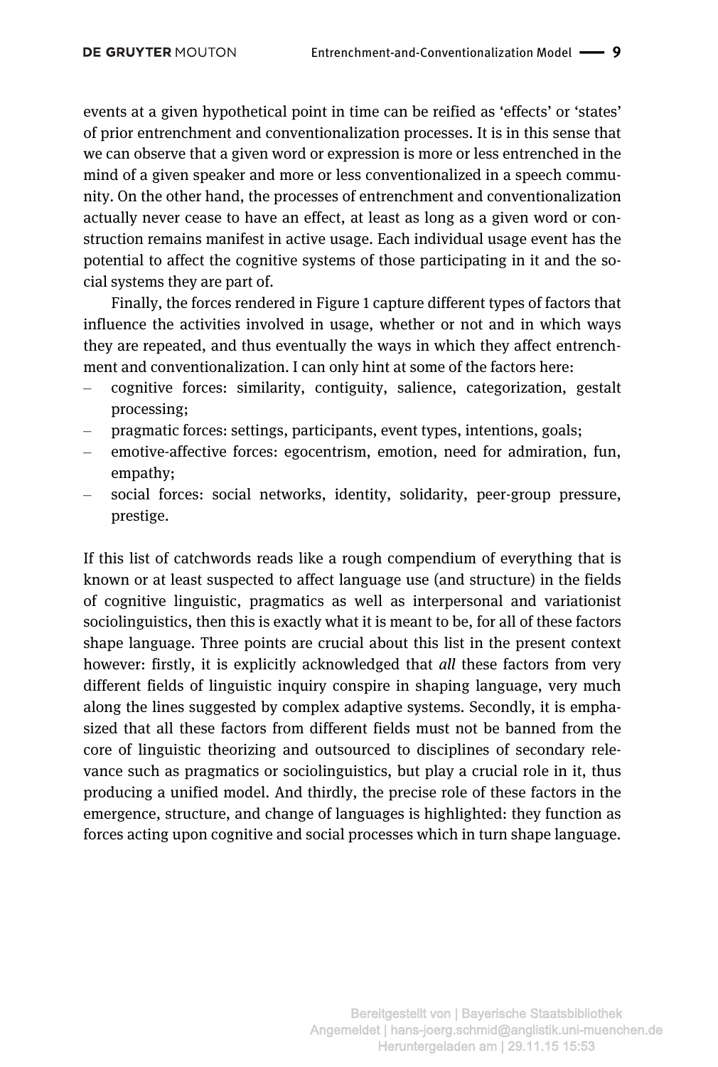events at a given hypothetical point in time can be reified as 'effects' or 'states' of prior entrenchment and conventionalization processes. It is in this sense that we can observe that a given word or expression is more or less entrenched in the mind of a given speaker and more or less conventionalized in a speech community. On the other hand, the processes of entrenchment and conventionalization actually never cease to have an effect, at least as long as a given word or construction remains manifest in active usage. Each individual usage event has the potential to affect the cognitive systems of those participating in it and the social systems they are part of.

Finally, the forces rendered in Figure 1 capture different types of factors that influence the activities involved in usage, whether or not and in which ways they are repeated, and thus eventually the ways in which they affect entrenchment and conventionalization. I can only hint at some of the factors here:

- cognitive forces: similarity, contiguity, salience, categorization, gestalt processing;
- pragmatic forces: settings, participants, event types, intentions, goals;
- emotive-affective forces: egocentrism, emotion, need for admiration, fun, empathy;
- social forces: social networks, identity, solidarity, peer-group pressure, prestige.

If this list of catchwords reads like a rough compendium of everything that is known or at least suspected to affect language use (and structure) in the fields of cognitive linguistic, pragmatics as well as interpersonal and variationist sociolinguistics, then this is exactly what it is meant to be, for all of these factors shape language. Three points are crucial about this list in the present context however: firstly, it is explicitly acknowledged that *all* these factors from very different fields of linguistic inquiry conspire in shaping language, very much along the lines suggested by complex adaptive systems. Secondly, it is emphasized that all these factors from different fields must not be banned from the core of linguistic theorizing and outsourced to disciplines of secondary relevance such as pragmatics or sociolinguistics, but play a crucial role in it, thus producing a unified model. And thirdly, the precise role of these factors in the emergence, structure, and change of languages is highlighted: they function as forces acting upon cognitive and social processes which in turn shape language.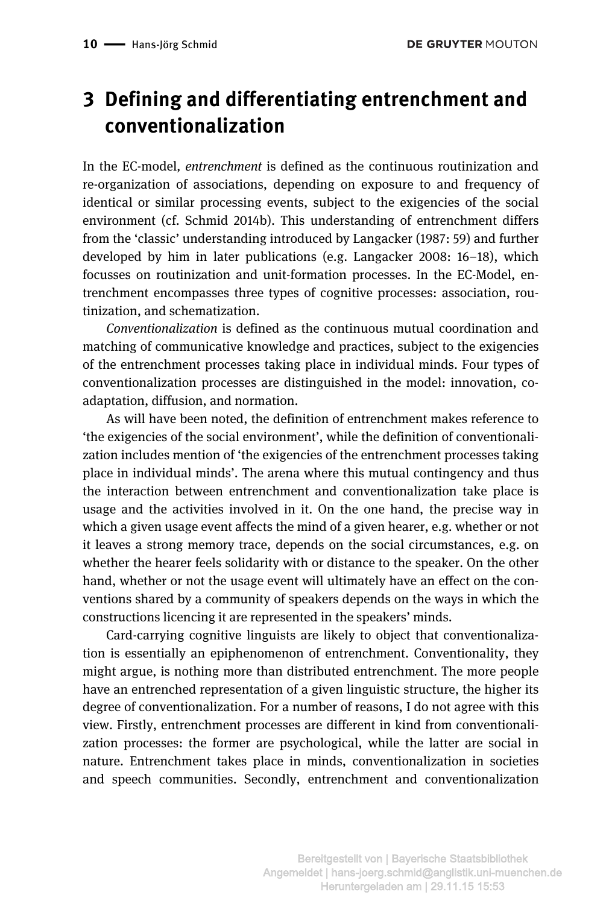## 3 Defining and differentiating entrenchment and conventionalization

In the EC-model, *entrenchment* is defined as the continuous routinization and re-organization of associations, depending on exposure to and frequency of identical or similar processing events, subject to the exigencies of the social environment (cf. Schmid 2014b). This understanding of entrenchment differs from the 'classic' understanding introduced by Langacker (1987: 59) and further developed by him in later publications (e.g. Langacker 2008: 16–18), which focusses on routinization and unit-formation processes. In the EC-Model, entrenchment encompasses three types of cognitive processes: association, routinization, and schematization.

*Conventionalization* is defined as the continuous mutual coordination and matching of communicative knowledge and practices, subject to the exigencies of the entrenchment processes taking place in individual minds. Four types of conventionalization processes are distinguished in the model: innovation, co-adaptation, diffusion, and normation.

As will have been noted, the definition of entrenchment makes reference to 'the exigencies of the social environment', while the definition of conventionalization includes mention of 'the exigencies of the entrenchment processes taking place in individual minds'. The arena where this mutual contingency and thus the interaction between entrenchment and conventionalization take place is usage and the activities involved in it. On the one hand, the precise way in which a given usage event affects the mind of a given hearer, e.g. whether or not it leaves a strong memory trace, depends on the social circumstances, e.g. on whether the hearer feels solidarity with or distance to the speaker. On the other hand, whether or not the usage event will ultimately have an effect on the conventions shared by a community of speakers depends on the ways in which the constructions licencing it are represented in the speakers' minds.

Card-carrying cognitive linguists are likely to object that conventionalization is essentially an epiphenomenon of entrenchment. Conventionality, they might argue, is nothing more than distributed entrenchment. The more people have an entrenched representation of a given linguistic structure, the higher its degree of conventionalization. For a number of reasons, I do not agree with this view. Firstly, entrenchment processes are different in kind from conventionalization processes: the former are psychological, while the latter are social in nature. Entrenchment takes place in minds, conventionalization in societies and speech communities. Secondly, entrenchment and conventionalization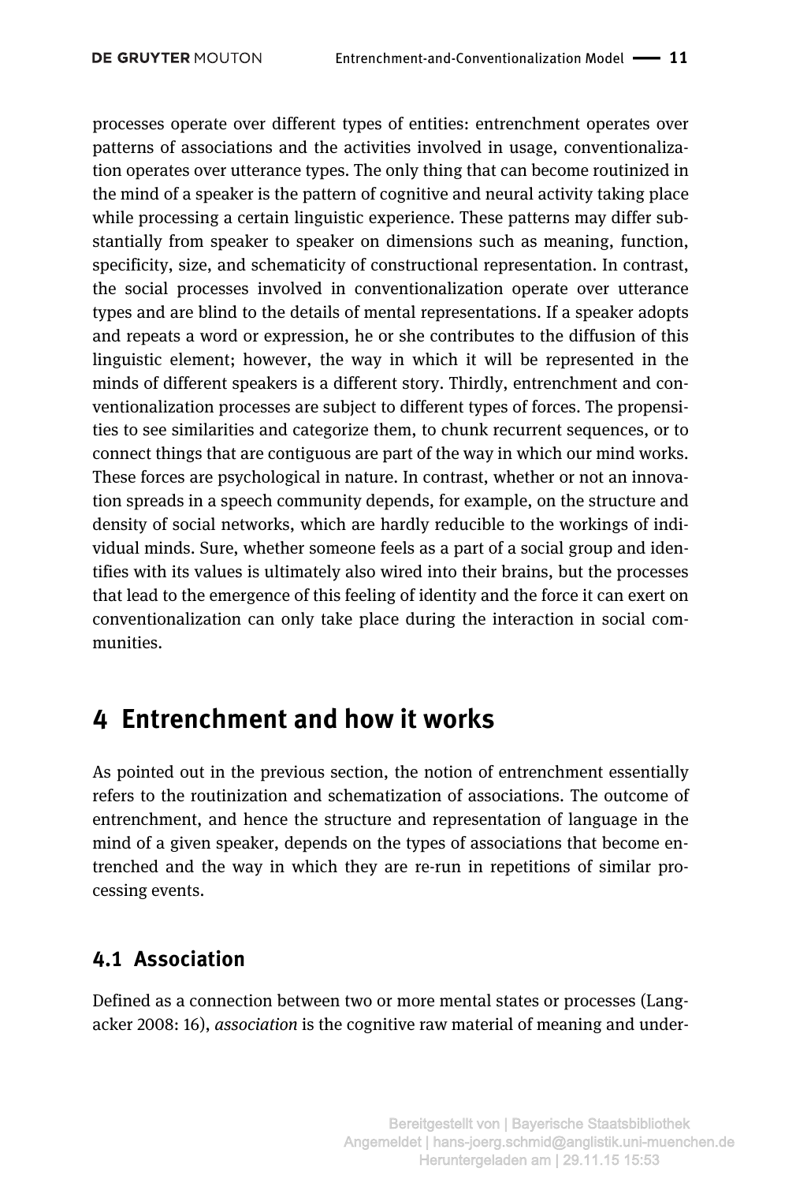processes operate over different types of entities: entrenchment operates over patterns of associations and the activities involved in usage, conventionalization operates over utterance types. The only thing that can become routinized in the mind of a speaker is the pattern of cognitive and neural activity taking place while processing a certain linguistic experience. These patterns may differ substantially from speaker to speaker on dimensions such as meaning, function, specificity, size, and schematicity of constructional representation. In contrast, the social processes involved in conventionalization operate over utterance types and are blind to the details of mental representations. If a speaker adopts and repeats a word or expression, he or she contributes to the diffusion of this linguistic element; however, the way in which it will be represented in the minds of different speakers is a different story. Thirdly, entrenchment and conventionalization processes are subject to different types of forces. The propensities to see similarities and categorize them, to chunk recurrent sequences, or to connect things that are contiguous are part of the way in which our mind works. These forces are psychological in nature. In contrast, whether or not an innovation spreads in a speech community depends, for example, on the structure and density of social networks, which are hardly reducible to the workings of individual minds. Sure, whether someone feels as a part of a social group and identifies with its values is ultimately also wired into their brains, but the processes that lead to the emergence of this feeling of identity and the force it can exert on conventionalization can only take place during the interaction in social communities.

## 4 Entrenchment and how it works

As pointed out in the previous section, the notion of entrenchment essentially refers to the routinization and schematization of associations. The outcome of entrenchment, and hence the structure and representation of language in the mind of a given speaker, depends on the types of associations that become entrenched and the way in which they are re-run in repetitions of similar processing events.

### 4.1 Association

Defined as a connection between two or more mental states or processes (Langacker 2008: 16), *association* is the cognitive raw material of meaning and under-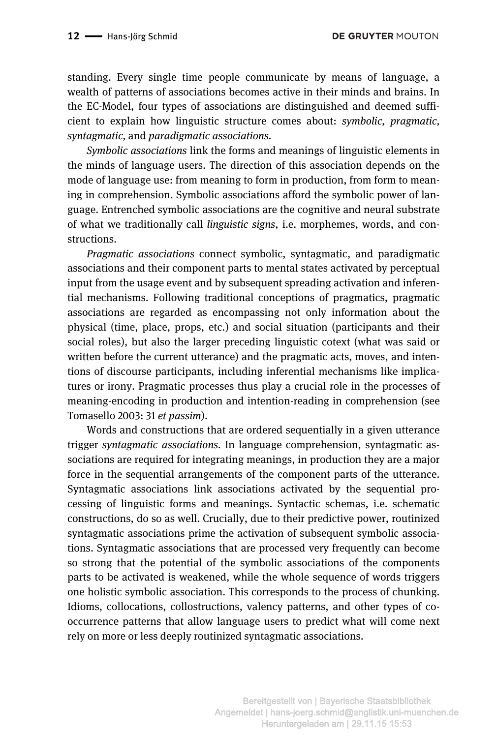standing. Every single time people communicate by means of language, a wealth of patterns of associations becomes active in their minds and brains. In the EC-Model, four types of associations are distinguished and deemed sufficient to explain how linguistic structure comes about: *symbolic, pragmatic, syntagmatic,* and *paradigmatic associations*.

*Symbolic associations* link the forms and meanings of linguistic elements in the minds of language users. The direction of this association depends on the mode of language use: from meaning to form in production, from form to meaning in comprehension. Symbolic associations afford the symbolic power of language. Entrenched symbolic associations are the cognitive and neural substrate of what we traditionally call *linguistic signs*, i.e. morphemes, words, and constructions.

*Pragmatic associations* connect symbolic, syntagmatic, and paradigmatic associations and their component parts to mental states activated by perceptual input from the usage event and by subsequent spreading activation and inferential mechanisms. Following traditional conceptions of pragmatics, pragmatic associations are regarded as encompassing not only information about the physical (time, place, props, etc.) and social situation (participants and their social roles), but also the larger preceding linguistic cotext (what was said or written before the current utterance) and the pragmatic acts, moves, and intentions of discourse participants, including inferential mechanisms like implicatures or irony. Pragmatic processes thus play a crucial role in the processes of meaning-encoding in production and intention-reading in comprehension (see Tomasello 2003: 31 *et passim*).

Words and constructions that are ordered sequentially in a given utterance trigger *syntagmatic associations*. In language comprehension, syntagmatic associations are required for integrating meanings, in production they are a major force in the sequential arrangements of the component parts of the utterance. Syntagmatic associations link associations activated by the sequential processing of linguistic forms and meanings. Syntactic schemas, i.e. schematic constructions, do so as well. Crucially, due to their predictive power, routinized syntagmatic associations prime the activation of subsequent symbolic associations. Syntagmatic associations that are processed very frequently can become so strong that the potential of the symbolic associations of the components parts to be activated is weakened, while the whole sequence of words triggers one holistic symbolic association. This corresponds to the process of chunking. Idioms, collocations, collostructions, valency patterns, and other types of cooccurrence patterns that allow language users to predict what will come next rely on more or less deeply routinized syntagmatic associations.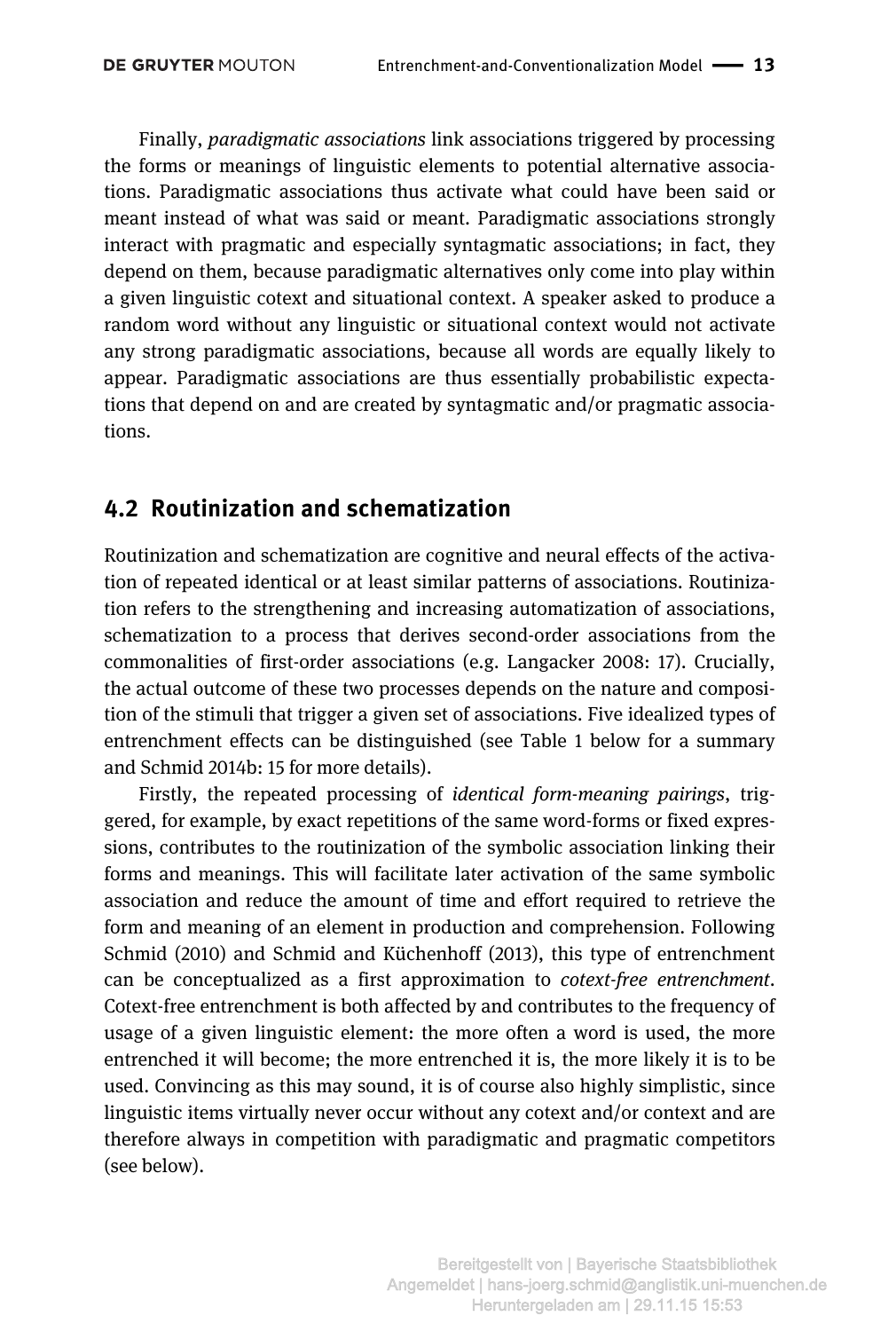Finally, *paradigmatic associations* link associations triggered by processing the forms or meanings of linguistic elements to potential alternative associations. Paradigmatic associations thus activate what could have been said or meant instead of what was said or meant. Paradigmatic associations strongly interact with pragmatic and especially syntagmatic associations; in fact, they depend on them, because paradigmatic alternatives only come into play within a given linguistic cotext and situational context. A speaker asked to produce a random word without any linguistic or situational context would not activate any strong paradigmatic associations, because all words are equally likely to appear. Paradigmatic associations are thus essentially probabilistic expectations that depend on and are created by syntagmatic and/or pragmatic associations.

## 4.2 Routinization and schematization

Routinization and schematization are cognitive and neural effects of the activation of repeated identical or at least similar patterns of associations. Routinization refers to the strengthening and increasing automatization of associations, schematization to a process that derives second-order associations from the commonalities of first-order associations (e.g. Langacker 2008: 17). Crucially, the actual outcome of these two processes depends on the nature and composition of the stimuli that trigger a given set of associations. Five idealized types of entrenchment effects can be distinguished (see Table 1 below for a summary and Schmid 2014b: 15 for more details).

Firstly, the repeated processing of *identical form-meaning pairings*, triggered, for example, by exact repetitions of the same word-forms or fixed expressions, contributes to the routinization of the symbolic association linking their forms and meanings. This will facilitate later activation of the same symbolic association and reduce the amount of time and effort required to retrieve the form and meaning of an element in production and comprehension. Following Schmid (2010) and Schmid and Küchenhoff (2013), this type of entrenchment can be conceptualized as a first approximation to *cotext-free entrenchment*. Cotext-free entrenchment is both affected by and contributes to the frequency of usage of a given linguistic element: the more often a word is used, the more entrenched it will become; the more entrenched it is, the more likely it is to be used. Convincing as this may sound, it is of course also highly simplistic, since linguistic items virtually never occur without any cotext and/or context and are therefore always in competition with paradigmatic and pragmatic competitors (see below).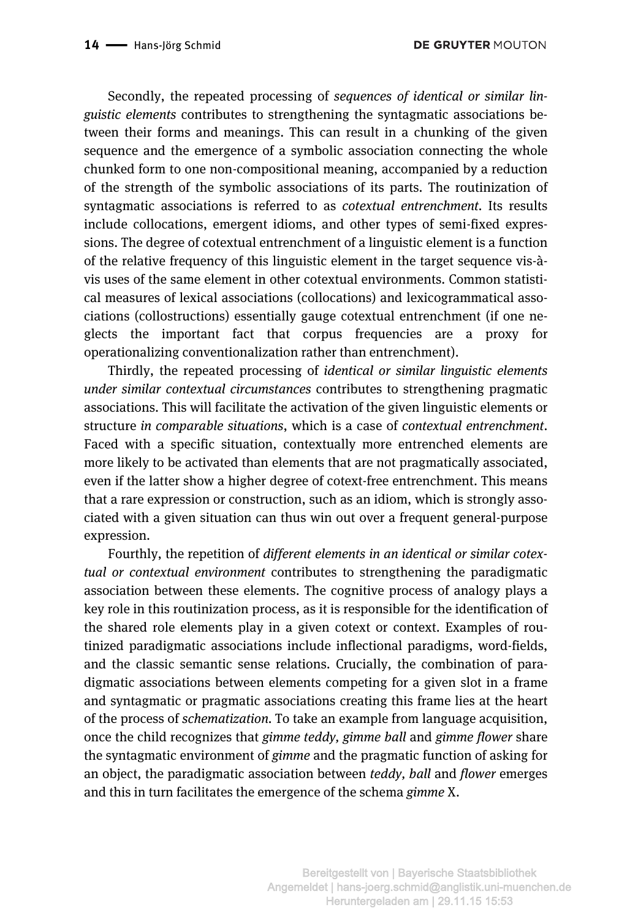Secondly, the repeated processing of *sequences of identical or similar linguistic elements* contributes to strengthening the syntagmatic associations between their forms and meanings. This can result in a chunking of the given sequence and the emergence of a symbolic association connecting the whole chunked form to one non-compositional meaning, accompanied by a reduction of the strength of the symbolic associations of its parts. The routinization of syntagmatic associations is referred to as *cotextual entrenchment*. Its results include collocations, emergent idioms, and other types of semi-fixed expressions. The degree of cotextual entrenchment of a linguistic element is a function of the relative frequency of this linguistic element in the target sequence vis-à-vis uses of the same element in other cotextual environments. Common statistical measures of lexical associations (collocations) and lexicogrammatical associations (collostructions) essentially gauge cotextual entrenchment (if one neglects the important fact that corpus frequencies are a proxy for operationalizing conventionalization rather than entrenchment).

Thirdly, the repeated processing of *identical or similar linguistic elements under similar contextual circumstances* contributes to strengthening pragmatic associations. This will facilitate the activation of the given linguistic elements or structure *in comparable situations*, which is a case of *contextual entrenchment*. Faced with a specific situation, contextually more entrenched elements are more likely to be activated than elements that are not pragmatically associated, even if the latter show a higher degree of cotext-free entrenchment. This means that a rare expression or construction, such as an idiom, which is strongly associated with a given situation can thus win out over a frequent general-purpose expression.

Fourthly, the repetition of *different elements in an identical or similar cotextual or contextual environment* contributes to strengthening the paradigmatic association between these elements. The cognitive process of analogy plays a key role in this routinization process, as it is responsible for the identification of the shared role elements play in a given cotext or context. Examples of routinized paradigmatic associations include inflectional paradigms, word-fields, and the classic semantic sense relations. Crucially, the combination of paradigmatic associations between elements competing for a given slot in a frame and syntagmatic or pragmatic associations creating this frame lies at the heart of the process of *schematization*. To take an example from language acquisition, once the child recognizes that *gimme teddy, gimme ball* and *gimme flower* share the syntagmatic environment of *gimme* and the pragmatic function of asking for an object, the paradigmatic association between *teddy, ball* and *flower* emerges and this in turn facilitates the emergence of the schema *gimme* X.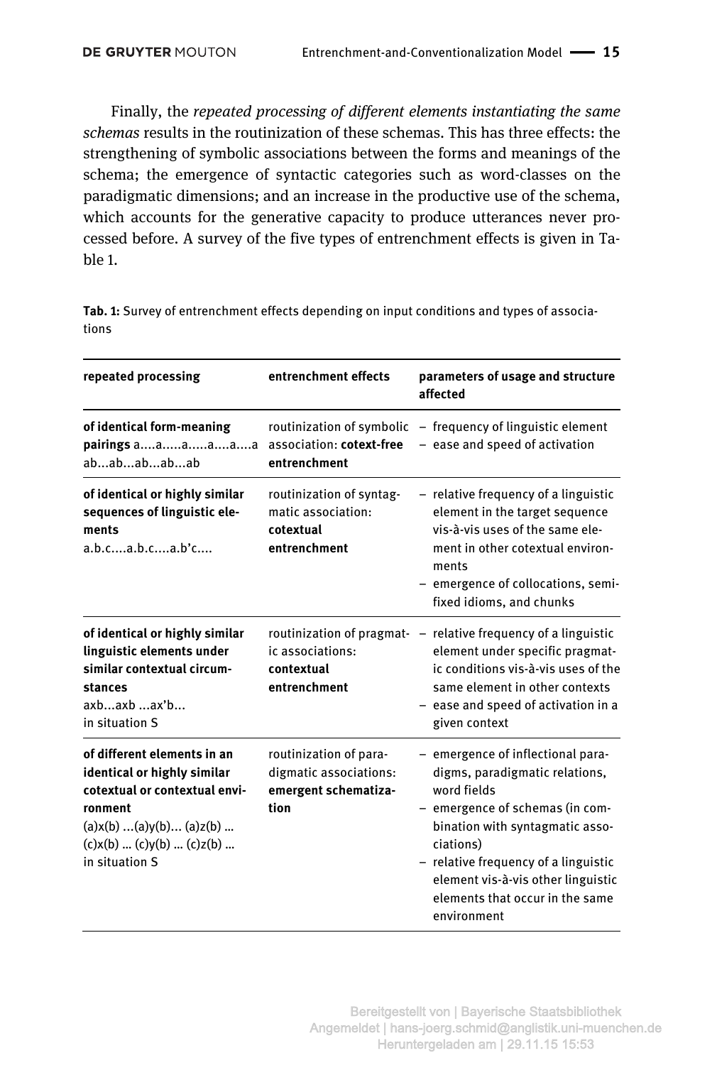Finally, the *repeated processing of different elements instantiating the same schemas* results in the routinization of these schemas. This has three effects: the strengthening of symbolic associations between the forms and meanings of the schema; the emergence of syntactic categories such as word-classes on the paradigmatic dimensions; and an increase in the productive use of the schema, which accounts for the generative capacity to produce utterances never processed before. A survey of the five types of entrenchment effects is given in Table 1.

**Tab. 1:** Survey of entrenchment effects depending on input conditions and types of associations

| repeated processing | entrenchment effects | parameters of usage and structure affected |
|---|---|---|
| **of identical form-meaning pairings** a....a.....a.....a....a....a ab...ab...ab...ab...ab | routinization of symbolic association: **cotext-free entrenchment** | – frequency of linguistic element<br>– ease and speed of activation |
| **of identical or highly similar sequences of linguistic elements** a.b.c....a.b.c....a.b'c.... | routinization of syntagmatic association: **cotextual entrenchment** | – relative frequency of a linguistic element in the target sequence vis-à-vis uses of the same element in other cotextual environments<br>– emergence of collocations, semi-fixed idioms, and chunks |
| **of identical or highly similar linguistic elements under similar contextual circumstances** axb...axb ...ax'b... in situation S | routinization of pragmatic associations: **contextual entrenchment** | – relative frequency of a linguistic element under specific pragmatic conditions vis-à-vis uses of the same element in other contexts<br>– ease and speed of activation in a given context |
| **of different elements in an identical or highly similar cotextual or contextual environment** (a)x(b) ...(a)y(b)... (a)z(b) ... (c)x(b) ... (c)y(b) ... (c)z(b) ... in situation S | routinization of paradigmatic associations: **emergent schematization** | – emergence of inflectional paradigms, paradigmatic relations, word fields<br>– emergence of schemas (in combination with syntagmatic associations)<br>– relative frequency of a linguistic element vis-à-vis other linguistic elements that occur in the same environment |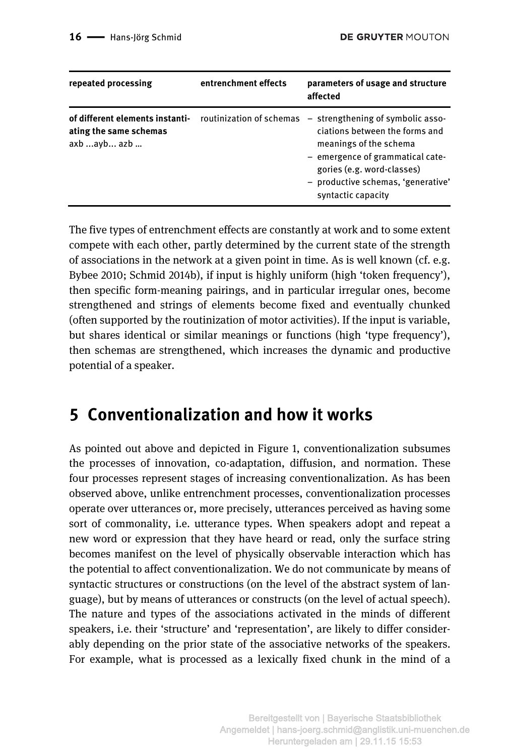| repeated processing | entrenchment effects | parameters of usage and structure affected |
|---|---|---|
| **of different elements instantiating the same schemas** axb ...ayb... azb ... | routinization of schemas | – strengthening of symbolic associations between the forms and meanings of the schema<br>– emergence of grammatical categories (e.g. word-classes)<br>– productive schemas, 'generative' syntactic capacity |

The five types of entrenchment effects are constantly at work and to some extent compete with each other, partly determined by the current state of the strength of associations in the network at a given point in time. As is well known (cf. e.g. Bybee 2010; Schmid 2014b), if input is highly uniform (high 'token frequency'), then specific form-meaning pairings, and in particular irregular ones, become strengthened and strings of elements become fixed and eventually chunked (often supported by the routinization of motor activities). If the input is variable, but shares identical or similar meanings or functions (high 'type frequency'), then schemas are strengthened, which increases the dynamic and productive potential of a speaker.

## 5 Conventionalization and how it works

As pointed out above and depicted in Figure 1, conventionalization subsumes the processes of innovation, co-adaptation, diffusion, and normation. These four processes represent stages of increasing conventionalization. As has been observed above, unlike entrenchment processes, conventionalization processes operate over utterances or, more precisely, utterances perceived as having some sort of commonality, i.e. utterance types. When speakers adopt and repeat a new word or expression that they have heard or read, only the surface string becomes manifest on the level of physically observable interaction which has the potential to affect conventionalization. We do not communicate by means of syntactic structures or constructions (on the level of the abstract system of language), but by means of utterances or constructs (on the level of actual speech). The nature and types of the associations activated in the minds of different speakers, i.e. their 'structure' and 'representation', are likely to differ considerably depending on the prior state of the associative networks of the speakers. For example, what is processed as a lexically fixed chunk in the mind of a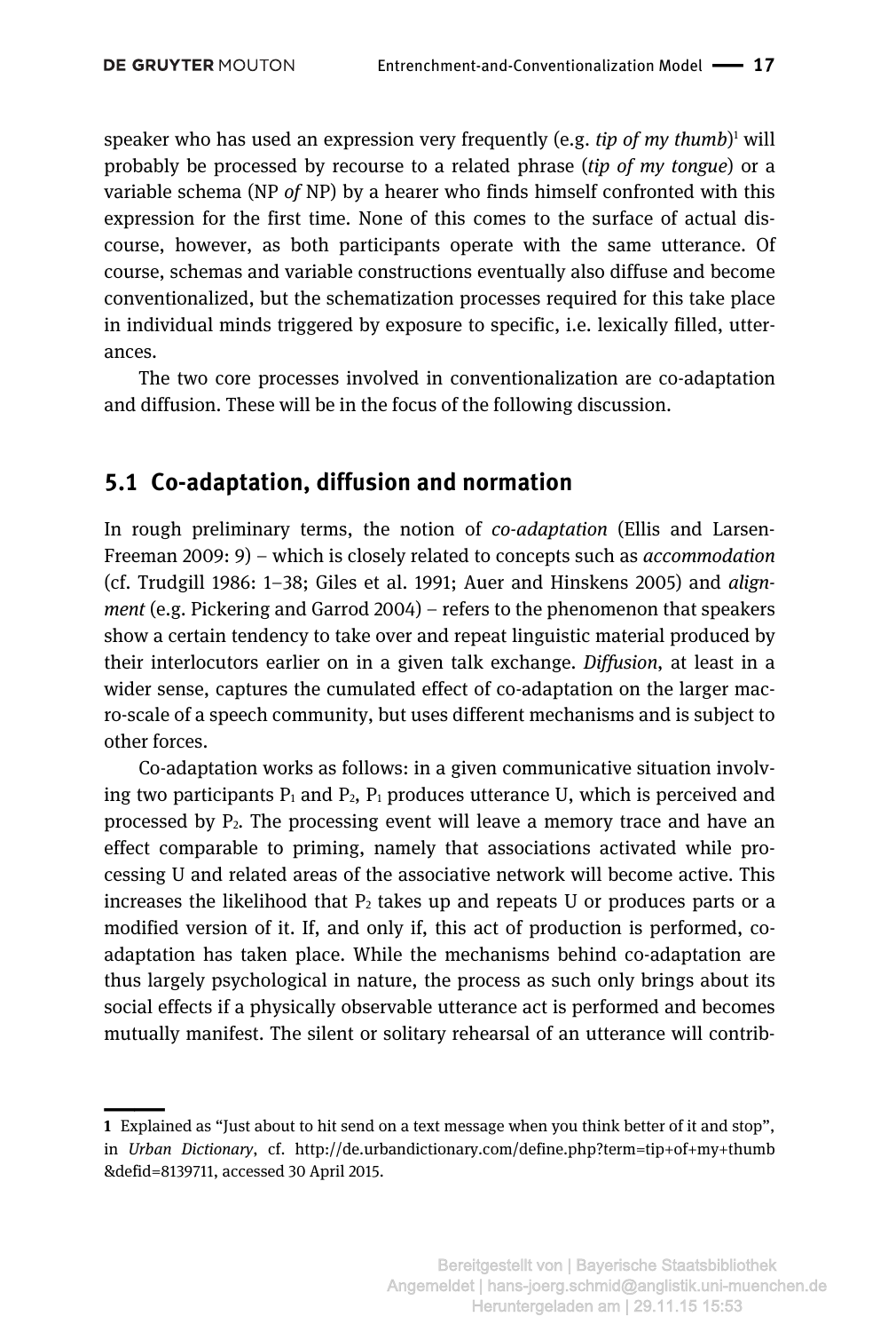speaker who has used an expression very frequently (e.g. *tip of my thumb*)[1] will probably be processed by recourse to a related phrase (*tip of my tongue*) or a variable schema (NP *of* NP) by a hearer who finds himself confronted with this expression for the first time. None of this comes to the surface of actual discourse, however, as both participants operate with the same utterance. Of course, schemas and variable constructions eventually also diffuse and become conventionalized, but the schematization processes required for this take place in individual minds triggered by exposure to specific, i.e. lexically filled, utterances.

The two core processes involved in conventionalization are co-adaptation and diffusion. These will be in the focus of the following discussion.

## 5.1 Co-adaptation, diffusion and normation

In rough preliminary terms, the notion of *co-adaptation* (Ellis and Larsen-Freeman 2009: 9) – which is closely related to concepts such as *accommodation* (cf. Trudgill 1986: 1–38; Giles et al. 1991; Auer and Hinskens 2005) and *alignment* (e.g. Pickering and Garrod 2004) – refers to the phenomenon that speakers show a certain tendency to take over and repeat linguistic material produced by their interlocutors earlier on in a given talk exchange. *Diffusion*, at least in a wider sense, captures the cumulated effect of co-adaptation on the larger macro-scale of a speech community, but uses different mechanisms and is subject to other forces.

Co-adaptation works as follows: in a given communicative situation involving two participants $P_1$ and $P_2$, $P_1$ produces utterance U, which is perceived and processed by $P_2$. The processing event will leave a memory trace and have an effect comparable to priming, namely that associations activated while processing U and related areas of the associative network will become active. This increases the likelihood that $P_2$ takes up and repeats U or produces parts or a modified version of it. If, and only if, this act of production is performed, co-adaptation has taken place. While the mechanisms behind co-adaptation are thus largely psychological in nature, the process as such only brings about its social effects if a physically observable utterance act is performed and becomes mutually manifest. The silent or solitary rehearsal of an utterance will contrib-

---

1 Explained as "Just about to hit send on a text message when you think better of it and stop", in *Urban Dictionary*, cf. http://de.urbandictionary.com/define.php?term=tip+of+my+thumb&defid=8139711, accessed 30 April 2015.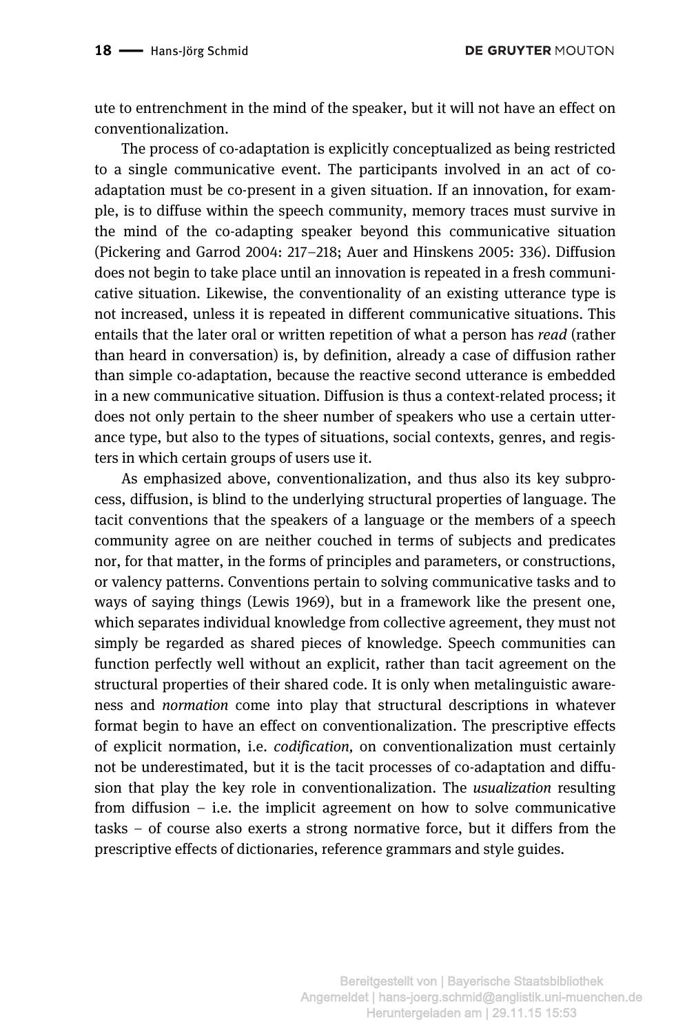ute to entrenchment in the mind of the speaker, but it will not have an effect on conventionalization.

The process of co-adaptation is explicitly conceptualized as being restricted to a single communicative event. The participants involved in an act of co-adaptation must be co-present in a given situation. If an innovation, for example, is to diffuse within the speech community, memory traces must survive in the mind of the co-adapting speaker beyond this communicative situation (Pickering and Garrod 2004: 217–218; Auer and Hinskens 2005: 336). Diffusion does not begin to take place until an innovation is repeated in a fresh communicative situation. Likewise, the conventionality of an existing utterance type is not increased, unless it is repeated in different communicative situations. This entails that the later oral or written repetition of what a person has *read* (rather than heard in conversation) is, by definition, already a case of diffusion rather than simple co-adaptation, because the reactive second utterance is embedded in a new communicative situation. Diffusion is thus a context-related process; it does not only pertain to the sheer number of speakers who use a certain utterance type, but also to the types of situations, social contexts, genres, and registers in which certain groups of users use it.

As emphasized above, conventionalization, and thus also its key subprocess, diffusion, is blind to the underlying structural properties of language. The tacit conventions that the speakers of a language or the members of a speech community agree on are neither couched in terms of subjects and predicates nor, for that matter, in the forms of principles and parameters, or constructions, or valency patterns. Conventions pertain to solving communicative tasks and to ways of saying things (Lewis 1969), but in a framework like the present one, which separates individual knowledge from collective agreement, they must not simply be regarded as shared pieces of knowledge. Speech communities can function perfectly well without an explicit, rather than tacit agreement on the structural properties of their shared code. It is only when metalinguistic awareness and *normation* come into play that structural descriptions in whatever format begin to have an effect on conventionalization. The prescriptive effects of explicit normation, i.e. *codification,* on conventionalization must certainly not be underestimated, but it is the tacit processes of co-adaptation and diffusion that play the key role in conventionalization. The *usualization* resulting from diffusion – i.e. the implicit agreement on how to solve communicative tasks – of course also exerts a strong normative force, but it differs from the prescriptive effects of dictionaries, reference grammars and style guides.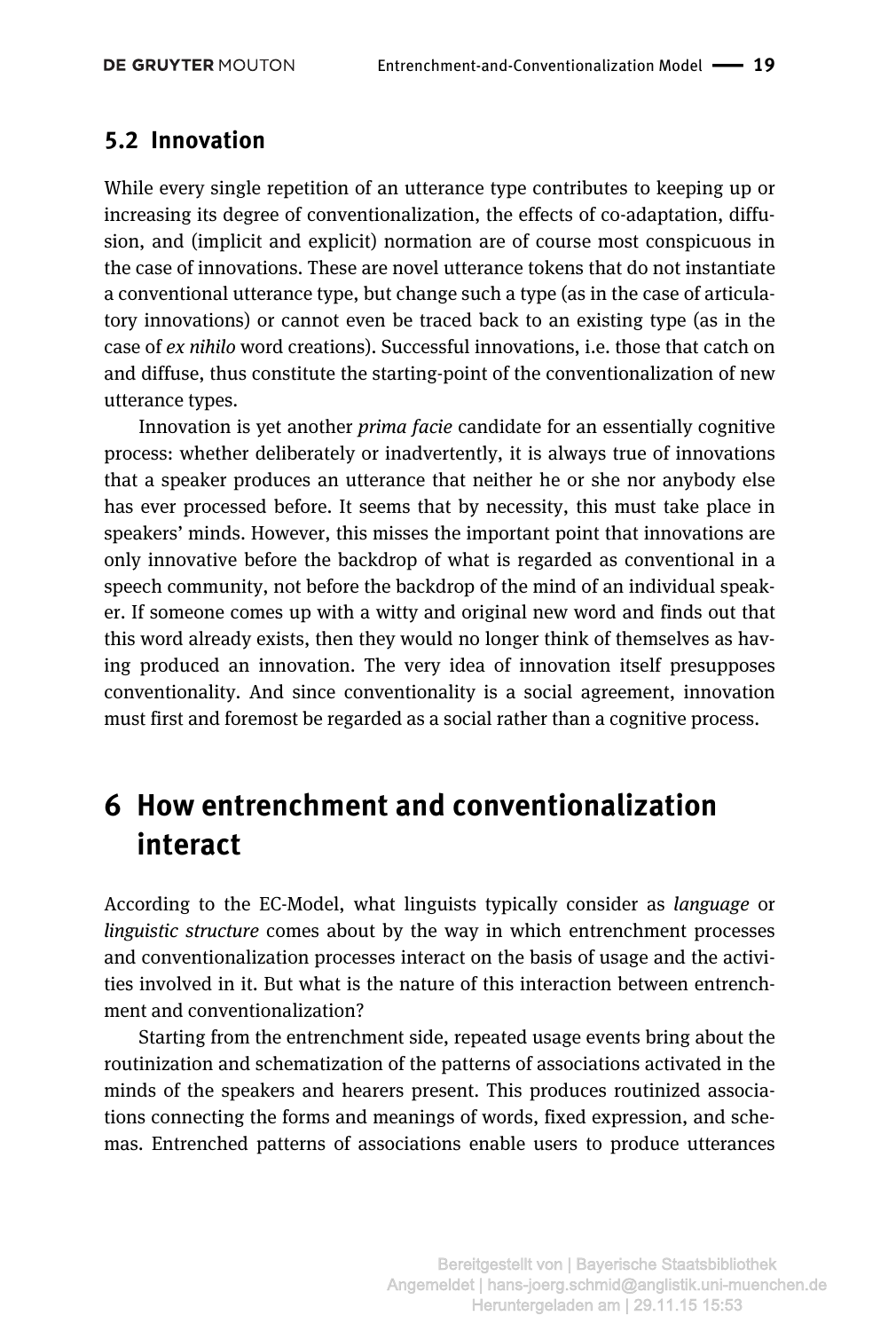### 5.2 Innovation

While every single repetition of an utterance type contributes to keeping up or increasing its degree of conventionalization, the effects of co-adaptation, diffusion, and (implicit and explicit) normation are of course most conspicuous in the case of innovations. These are novel utterance tokens that do not instantiate a conventional utterance type, but change such a type (as in the case of articulatory innovations) or cannot even be traced back to an existing type (as in the case of *ex nihilo* word creations). Successful innovations, i.e. those that catch on and diffuse, thus constitute the starting-point of the conventionalization of new utterance types.

Innovation is yet another *prima facie* candidate for an essentially cognitive process: whether deliberately or inadvertently, it is always true of innovations that a speaker produces an utterance that neither he or she nor anybody else has ever processed before. It seems that by necessity, this must take place in speakers' minds. However, this misses the important point that innovations are only innovative before the backdrop of what is regarded as conventional in a speech community, not before the backdrop of the mind of an individual speaker. If someone comes up with a witty and original new word and finds out that this word already exists, then they would no longer think of themselves as having produced an innovation. The very idea of innovation itself presupposes conventionality. And since conventionality is a social agreement, innovation must first and foremost be regarded as a social rather than a cognitive process.

## 6 How entrenchment and conventionalization interact

According to the EC-Model, what linguists typically consider as *language* or *linguistic structure* comes about by the way in which entrenchment processes and conventionalization processes interact on the basis of usage and the activities involved in it. But what is the nature of this interaction between entrenchment and conventionalization?

Starting from the entrenchment side, repeated usage events bring about the routinization and schematization of the patterns of associations activated in the minds of the speakers and hearers present. This produces routinized associations connecting the forms and meanings of words, fixed expression, and schemas. Entrenched patterns of associations enable users to produce utterances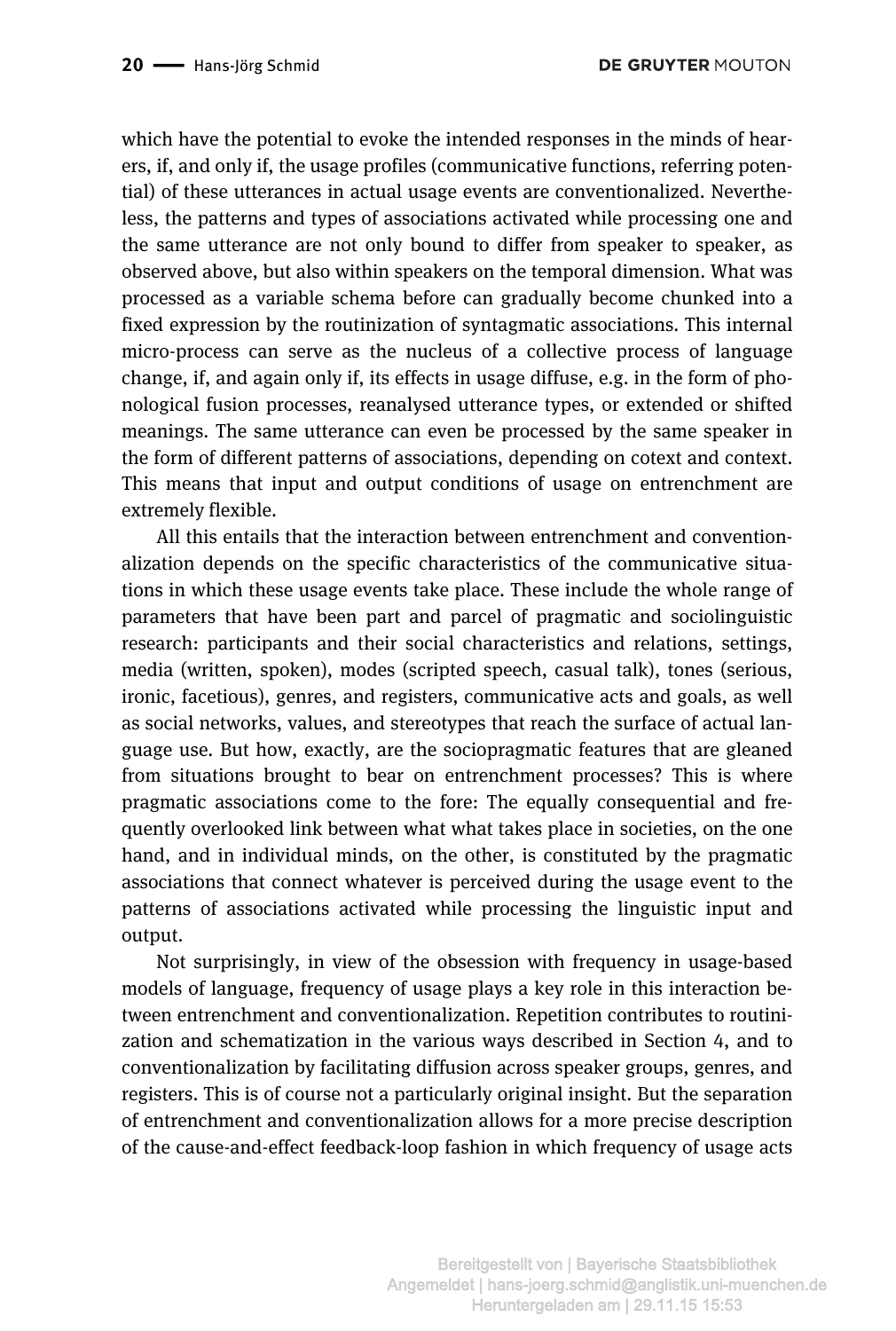which have the potential to evoke the intended responses in the minds of hearers, if, and only if, the usage profiles (communicative functions, referring potential) of these utterances in actual usage events are conventionalized. Nevertheless, the patterns and types of associations activated while processing one and the same utterance are not only bound to differ from speaker to speaker, as observed above, but also within speakers on the temporal dimension. What was processed as a variable schema before can gradually become chunked into a fixed expression by the routinization of syntagmatic associations. This internal micro-process can serve as the nucleus of a collective process of language change, if, and again only if, its effects in usage diffuse, e.g. in the form of phonological fusion processes, reanalysed utterance types, or extended or shifted meanings. The same utterance can even be processed by the same speaker in the form of different patterns of associations, depending on cotext and context. This means that input and output conditions of usage on entrenchment are extremely flexible.

All this entails that the interaction between entrenchment and conventionalization depends on the specific characteristics of the communicative situations in which these usage events take place. These include the whole range of parameters that have been part and parcel of pragmatic and sociolinguistic research: participants and their social characteristics and relations, settings, media (written, spoken), modes (scripted speech, casual talk), tones (serious, ironic, facetious), genres, and registers, communicative acts and goals, as well as social networks, values, and stereotypes that reach the surface of actual language use. But how, exactly, are the sociopragmatic features that are gleaned from situations brought to bear on entrenchment processes? This is where pragmatic associations come to the fore: The equally consequential and frequently overlooked link between what what takes place in societies, on the one hand, and in individual minds, on the other, is constituted by the pragmatic associations that connect whatever is perceived during the usage event to the patterns of associations activated while processing the linguistic input and output.

Not surprisingly, in view of the obsession with frequency in usage-based models of language, frequency of usage plays a key role in this interaction between entrenchment and conventionalization. Repetition contributes to routinization and schematization in the various ways described in Section 4, and to conventionalization by facilitating diffusion across speaker groups, genres, and registers. This is of course not a particularly original insight. But the separation of entrenchment and conventionalization allows for a more precise description of the cause-and-effect feedback-loop fashion in which frequency of usage acts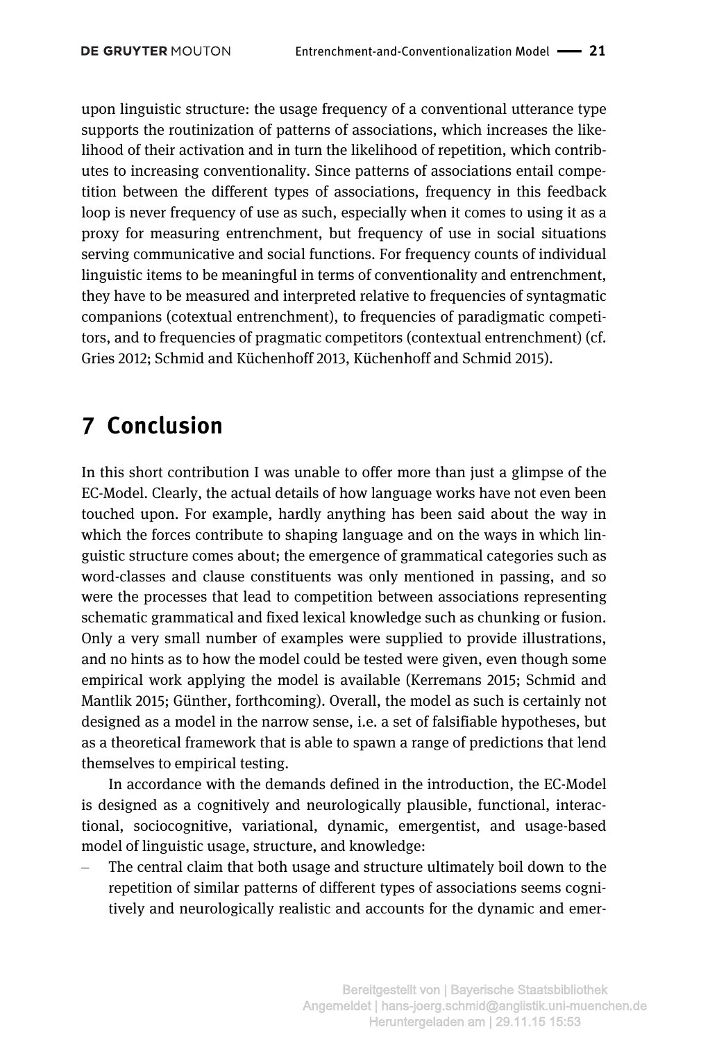upon linguistic structure: the usage frequency of a conventional utterance type supports the routinization of patterns of associations, which increases the likelihood of their activation and in turn the likelihood of repetition, which contributes to increasing conventionality. Since patterns of associations entail competition between the different types of associations, frequency in this feedback loop is never frequency of use as such, especially when it comes to using it as a proxy for measuring entrenchment, but frequency of use in social situations serving communicative and social functions. For frequency counts of individual linguistic items to be meaningful in terms of conventionality and entrenchment, they have to be measured and interpreted relative to frequencies of syntagmatic companions (cotextual entrenchment), to frequencies of paradigmatic competitors, and to frequencies of pragmatic competitors (contextual entrenchment) (cf. Gries 2012; Schmid and Küchenhoff 2013, Küchenhoff and Schmid 2015).

## 7 Conclusion

In this short contribution I was unable to offer more than just a glimpse of the EC-Model. Clearly, the actual details of how language works have not even been touched upon. For example, hardly anything has been said about the way in which the forces contribute to shaping language and on the ways in which linguistic structure comes about; the emergence of grammatical categories such as word-classes and clause constituents was only mentioned in passing, and so were the processes that lead to competition between associations representing schematic grammatical and fixed lexical knowledge such as chunking or fusion. Only a very small number of examples were supplied to provide illustrations, and no hints as to how the model could be tested were given, even though some empirical work applying the model is available (Kerremans 2015; Schmid and Mantlik 2015; Günther, forthcoming). Overall, the model as such is certainly not designed as a model in the narrow sense, i.e. a set of falsifiable hypotheses, but as a theoretical framework that is able to spawn a range of predictions that lend themselves to empirical testing.

In accordance with the demands defined in the introduction, the EC-Model is designed as a cognitively and neurologically plausible, functional, interactional, sociocognitive, variational, dynamic, emergentist, and usage-based model of linguistic usage, structure, and knowledge:

– The central claim that both usage and structure ultimately boil down to the repetition of similar patterns of different types of associations seems cognitively and neurologically realistic and accounts for the dynamic and emer-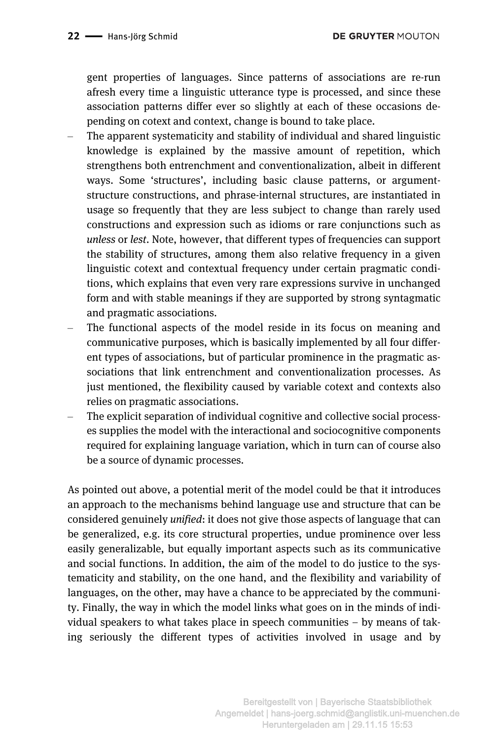gent properties of languages. Since patterns of associations are re-run afresh every time a linguistic utterance type is processed, and since these association patterns differ ever so slightly at each of these occasions depending on cotext and context, change is bound to take place.

- The apparent systematicity and stability of individual and shared linguistic knowledge is explained by the massive amount of repetition, which strengthens both entrenchment and conventionalization, albeit in different ways. Some 'structures', including basic clause patterns, or argument-structure constructions, and phrase-internal structures, are instantiated in usage so frequently that they are less subject to change than rarely used constructions and expression such as idioms or rare conjunctions such as *unless* or *lest*. Note, however, that different types of frequencies can support the stability of structures, among them also relative frequency in a given linguistic cotext and contextual frequency under certain pragmatic conditions, which explains that even very rare expressions survive in unchanged form and with stable meanings if they are supported by strong syntagmatic and pragmatic associations.
- The functional aspects of the model reside in its focus on meaning and communicative purposes, which is basically implemented by all four different types of associations, but of particular prominence in the pragmatic associations that link entrenchment and conventionalization processes. As just mentioned, the flexibility caused by variable cotext and contexts also relies on pragmatic associations.
- The explicit separation of individual cognitive and collective social processes supplies the model with the interactional and sociocognitive components required for explaining language variation, which in turn can of course also be a source of dynamic processes.

As pointed out above, a potential merit of the model could be that it introduces an approach to the mechanisms behind language use and structure that can be considered genuinely *unified*: it does not give those aspects of language that can be generalized, e.g. its core structural properties, undue prominence over less easily generalizable, but equally important aspects such as its communicative and social functions. In addition, the aim of the model to do justice to the systematicity and stability, on the one hand, and the flexibility and variability of languages, on the other, may have a chance to be appreciated by the community. Finally, the way in which the model links what goes on in the minds of individual speakers to what takes place in speech communities – by means of taking seriously the different types of activities involved in usage and by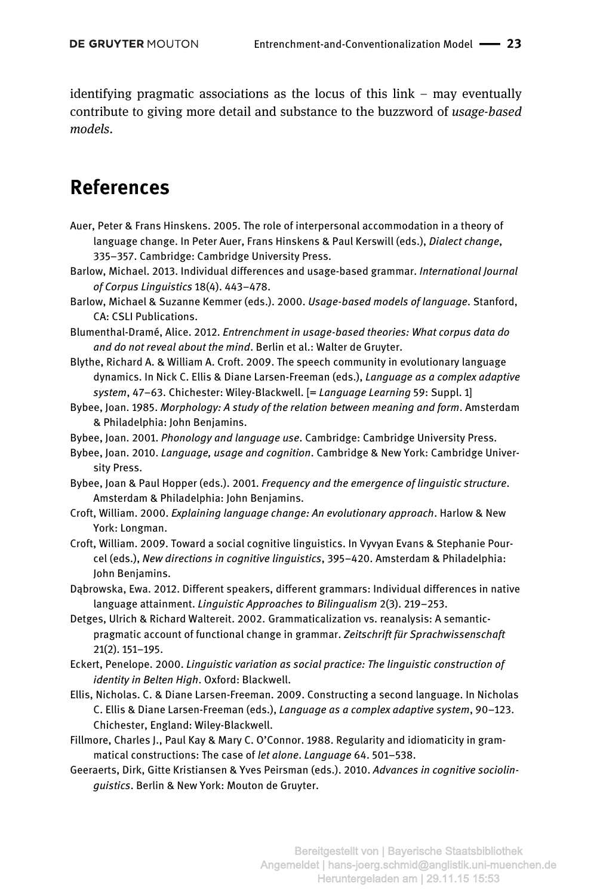identifying pragmatic associations as the locus of this link – may eventually contribute to giving more detail and substance to the buzzword of *usage-based models*.

## References

Auer, Peter & Frans Hinskens. 2005. The role of interpersonal accommodation in a theory of language change. In Peter Auer, Frans Hinskens & Paul Kerswill (eds.), *Dialect change*, 335–357. Cambridge: Cambridge University Press.

Barlow, Michael. 2013. Individual differences and usage-based grammar. *International Journal of Corpus Linguistics* 18(4). 443–478.

Barlow, Michael & Suzanne Kemmer (eds.). 2000. *Usage-based models of language*. Stanford, CA: CSLI Publications.

Blumenthal-Dramé, Alice. 2012. *Entrenchment in usage-based theories: What corpus data do and do not reveal about the mind*. Berlin et al.: Walter de Gruyter.

Blythe, Richard A. & William A. Croft. 2009. The speech community in evolutionary language dynamics. In Nick C. Ellis & Diane Larsen-Freeman (eds.), *Language as a complex adaptive system*, 47–63. Chichester: Wiley-Blackwell. [= *Language Learning* 59: Suppl. 1]

Bybee, Joan. 1985. *Morphology: A study of the relation between meaning and form*. Amsterdam & Philadelphia: John Benjamins.

Bybee, Joan. 2001. *Phonology and language use*. Cambridge: Cambridge University Press.

Bybee, Joan. 2010. *Language, usage and cognition*. Cambridge & New York: Cambridge University Press.

Bybee, Joan & Paul Hopper (eds.). 2001. *Frequency and the emergence of linguistic structure*. Amsterdam & Philadelphia: John Benjamins.

Croft, William. 2000. *Explaining language change: An evolutionary approach*. Harlow & New York: Longman.

Croft, William. 2009. Toward a social cognitive linguistics. In Vyvyan Evans & Stephanie Pourcel (eds.), *New directions in cognitive linguistics*, 395–420. Amsterdam & Philadelphia: John Benjamins.

Dąbrowska, Ewa. 2012. Different speakers, different grammars: Individual differences in native language attainment. *Linguistic Approaches to Bilingualism* 2(3). 219–253.

Detges, Ulrich & Richard Waltereit. 2002. Grammaticalization vs. reanalysis: A semantic-pragmatic account of functional change in grammar. *Zeitschrift für Sprachwissenschaft* 21(2). 151–195.

Eckert, Penelope. 2000. *Linguistic variation as social practice: The linguistic construction of identity in Belten High*. Oxford: Blackwell.

Ellis, Nicholas. C. & Diane Larsen-Freeman. 2009. Constructing a second language. In Nicholas C. Ellis & Diane Larsen-Freeman (eds.), *Language as a complex adaptive system*, 90–123. Chichester, England: Wiley-Blackwell.

Fillmore, Charles J., Paul Kay & Mary C. O'Connor. 1988. Regularity and idiomaticity in grammatical constructions: The case of *let alone*. *Language* 64. 501–538.

Geeraerts, Dirk, Gitte Kristiansen & Yves Peirsman (eds.). 2010. *Advances in cognitive sociolinguistics*. Berlin & New York: Mouton de Gruyter.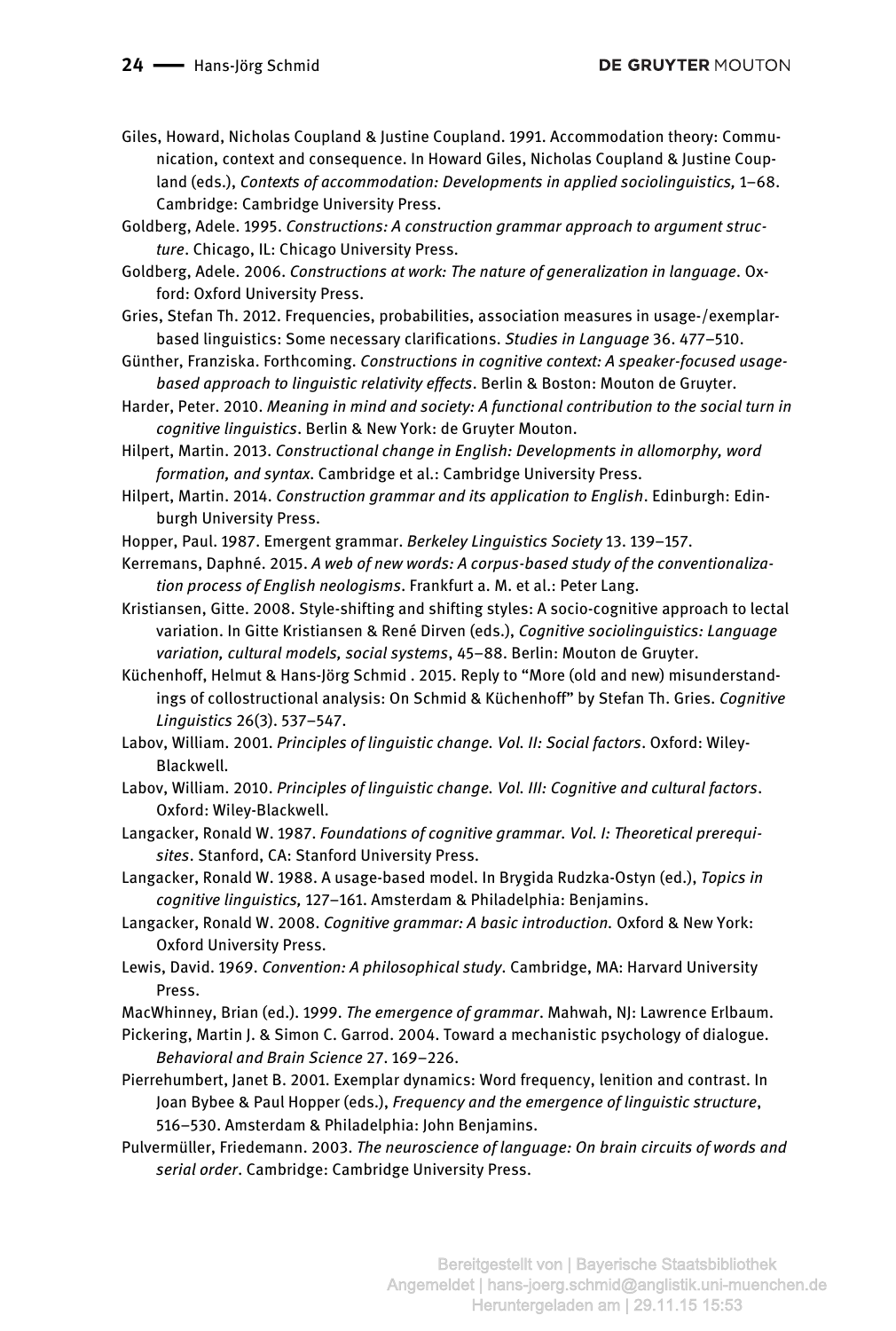Giles, Howard, Nicholas Coupland & Justine Coupland. 1991. Accommodation theory: Communication, context and consequence. In Howard Giles, Nicholas Coupland & Justine Coupland (eds.), *Contexts of accommodation: Developments in applied sociolinguistics,* 1–68. Cambridge: Cambridge University Press.

Goldberg, Adele. 1995. *Constructions: A construction grammar approach to argument structure*. Chicago, IL: Chicago University Press.

Goldberg, Adele. 2006. *Constructions at work: The nature of generalization in language*. Oxford: Oxford University Press.

Gries, Stefan Th. 2012. Frequencies, probabilities, association measures in usage-/exemplar-based linguistics: Some necessary clarifications. *Studies in Language* 36. 477–510.

Günther, Franziska. Forthcoming. *Constructions in cognitive context: A speaker-focused usage-based approach to linguistic relativity effects*. Berlin & Boston: Mouton de Gruyter.

Harder, Peter. 2010. *Meaning in mind and society: A functional contribution to the social turn in cognitive linguistics*. Berlin & New York: de Gruyter Mouton.

Hilpert, Martin. 2013. *Constructional change in English: Developments in allomorphy, word formation, and syntax.* Cambridge et al.: Cambridge University Press.

Hilpert, Martin. 2014. *Construction grammar and its application to English*. Edinburgh: Edinburgh University Press.

Hopper, Paul. 1987. Emergent grammar. *Berkeley Linguistics Society* 13. 139–157.

Kerremans, Daphné. 2015. *A web of new words: A corpus-based study of the conventionalization process of English neologisms*. Frankfurt a. M. et al.: Peter Lang.

Kristiansen, Gitte. 2008. Style-shifting and shifting styles: A socio-cognitive approach to lectal variation. In Gitte Kristiansen & René Dirven (eds.), *Cognitive sociolinguistics: Language variation, cultural models, social systems*, 45–88. Berlin: Mouton de Gruyter.

Küchenhoff, Helmut & Hans-Jörg Schmid . 2015. Reply to "More (old and new) misunderstandings of collostructional analysis: On Schmid & Küchenhoff" by Stefan Th. Gries. *Cognitive Linguistics* 26(3). 537–547.

Labov, William. 2001. *Principles of linguistic change. Vol. II: Social factors*. Oxford: Wiley-Blackwell.

Labov, William. 2010. *Principles of linguistic change. Vol. III: Cognitive and cultural factors*. Oxford: Wiley-Blackwell.

Langacker, Ronald W. 1987. *Foundations of cognitive grammar. Vol. I: Theoretical prerequisites*. Stanford, CA: Stanford University Press.

Langacker, Ronald W. 1988. A usage-based model. In Brygida Rudzka-Ostyn (ed.), *Topics in cognitive linguistics,* 127–161. Amsterdam & Philadelphia: Benjamins.

Langacker, Ronald W. 2008. *Cognitive grammar: A basic introduction.* Oxford & New York: Oxford University Press.

Lewis, David. 1969. *Convention: A philosophical study*. Cambridge, MA: Harvard University Press.

MacWhinney, Brian (ed.). 1999. *The emergence of grammar*. Mahwah, NJ: Lawrence Erlbaum.

Pickering, Martin J. & Simon C. Garrod. 2004. Toward a mechanistic psychology of dialogue. *Behavioral and Brain Science* 27. 169–226.

Pierrehumbert, Janet B. 2001. Exemplar dynamics: Word frequency, lenition and contrast. In Joan Bybee & Paul Hopper (eds.), *Frequency and the emergence of linguistic structure*, 516–530. Amsterdam & Philadelphia: John Benjamins.

Pulvermüller, Friedemann. 2003. *The neuroscience of language: On brain circuits of words and serial order*. Cambridge: Cambridge University Press.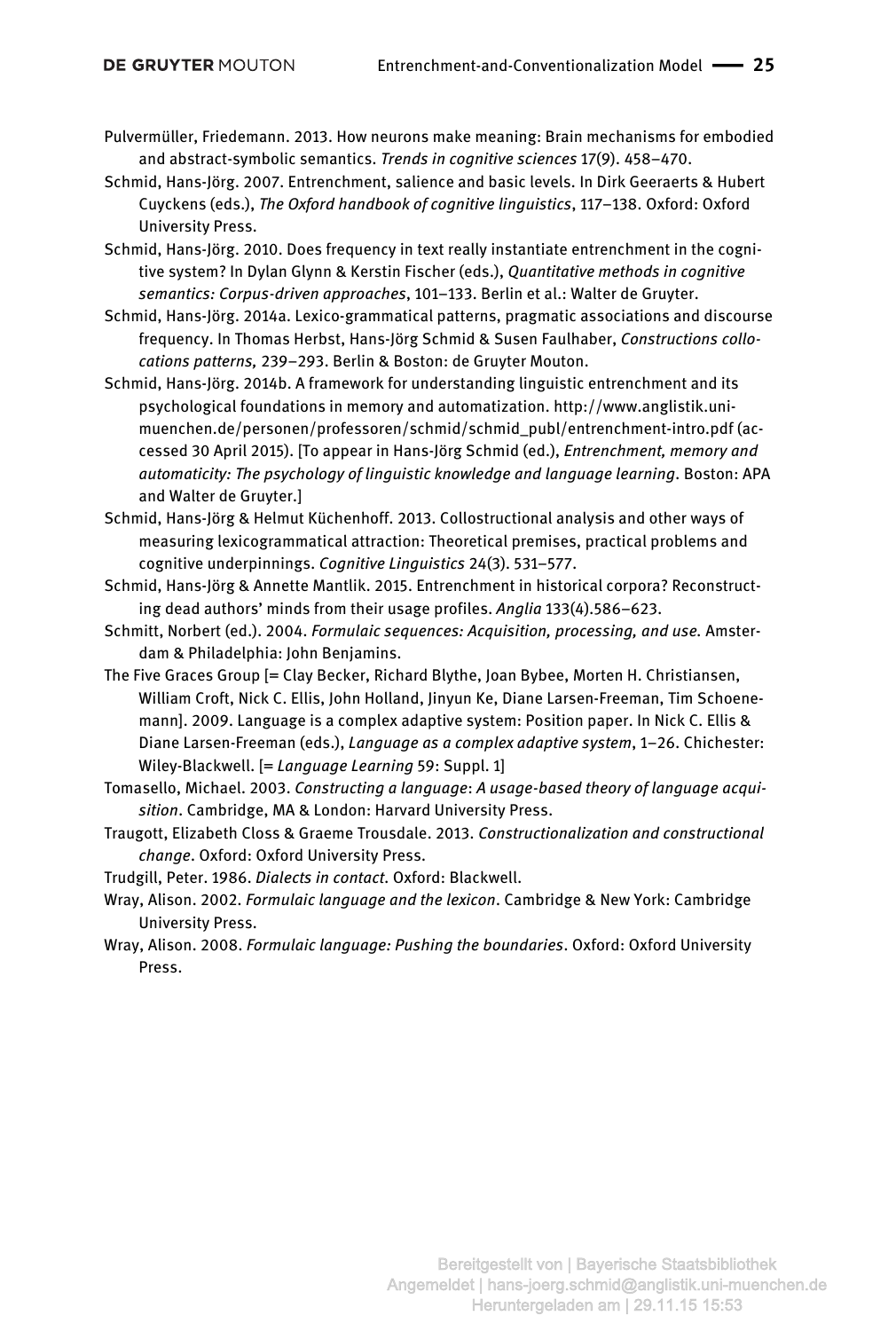Pulvermüller, Friedemann. 2013. How neurons make meaning: Brain mechanisms for embodied and abstract-symbolic semantics. *Trends in cognitive sciences* 17(9). 458–470.

Schmid, Hans-Jörg. 2007. Entrenchment, salience and basic levels. In Dirk Geeraerts & Hubert Cuyckens (eds.), *The Oxford handbook of cognitive linguistics*, 117–138. Oxford: Oxford University Press.

Schmid, Hans-Jörg. 2010. Does frequency in text really instantiate entrenchment in the cognitive system? In Dylan Glynn & Kerstin Fischer (eds.), *Quantitative methods in cognitive semantics: Corpus-driven approaches*, 101–133. Berlin et al.: Walter de Gruyter.

Schmid, Hans-Jörg. 2014a. Lexico-grammatical patterns, pragmatic associations and discourse frequency. In Thomas Herbst, Hans-Jörg Schmid & Susen Faulhaber, *Constructions collocations patterns,* 239–293. Berlin & Boston: de Gruyter Mouton.

Schmid, Hans-Jörg. 2014b. A framework for understanding linguistic entrenchment and its psychological foundations in memory and automatization. http://www.anglistik.uni-muenchen.de/personen/professoren/schmid/schmid_publ/entrenchment-intro.pdf (accessed 30 April 2015). [To appear in Hans-Jörg Schmid (ed.), *Entrenchment, memory and automaticity: The psychology of linguistic knowledge and language learning*. Boston: APA and Walter de Gruyter.]

Schmid, Hans-Jörg & Helmut Küchenhoff. 2013. Collostructional analysis and other ways of measuring lexicogrammatical attraction: Theoretical premises, practical problems and cognitive underpinnings. *Cognitive Linguistics* 24(3). 531–577.

Schmid, Hans-Jörg & Annette Mantlik. 2015. Entrenchment in historical corpora? Reconstructing dead authors' minds from their usage profiles. *Anglia* 133(4).586–623.

Schmitt, Norbert (ed.). 2004. *Formulaic sequences: Acquisition, processing, and use.* Amsterdam & Philadelphia: John Benjamins.

The Five Graces Group [= Clay Becker, Richard Blythe, Joan Bybee, Morten H. Christiansen, William Croft, Nick C. Ellis, John Holland, Jinyun Ke, Diane Larsen-Freeman, Tim Schoenemann]. 2009. Language is a complex adaptive system: Position paper. In Nick C. Ellis & Diane Larsen-Freeman (eds.), *Language as a complex adaptive system*, 1–26. Chichester: Wiley-Blackwell. [= *Language Learning* 59: Suppl. 1]

Tomasello, Michael. 2003. *Constructing a language*: *A usage-based theory of language acquisition*. Cambridge, MA & London: Harvard University Press.

Traugott, Elizabeth Closs & Graeme Trousdale. 2013. *Constructionalization and constructional change*. Oxford: Oxford University Press.

Trudgill, Peter. 1986. *Dialects in contact*. Oxford: Blackwell.

Wray, Alison. 2002. *Formulaic language and the lexicon*. Cambridge & New York: Cambridge University Press.

Wray, Alison. 2008. *Formulaic language: Pushing the boundaries*. Oxford: Oxford University Press.